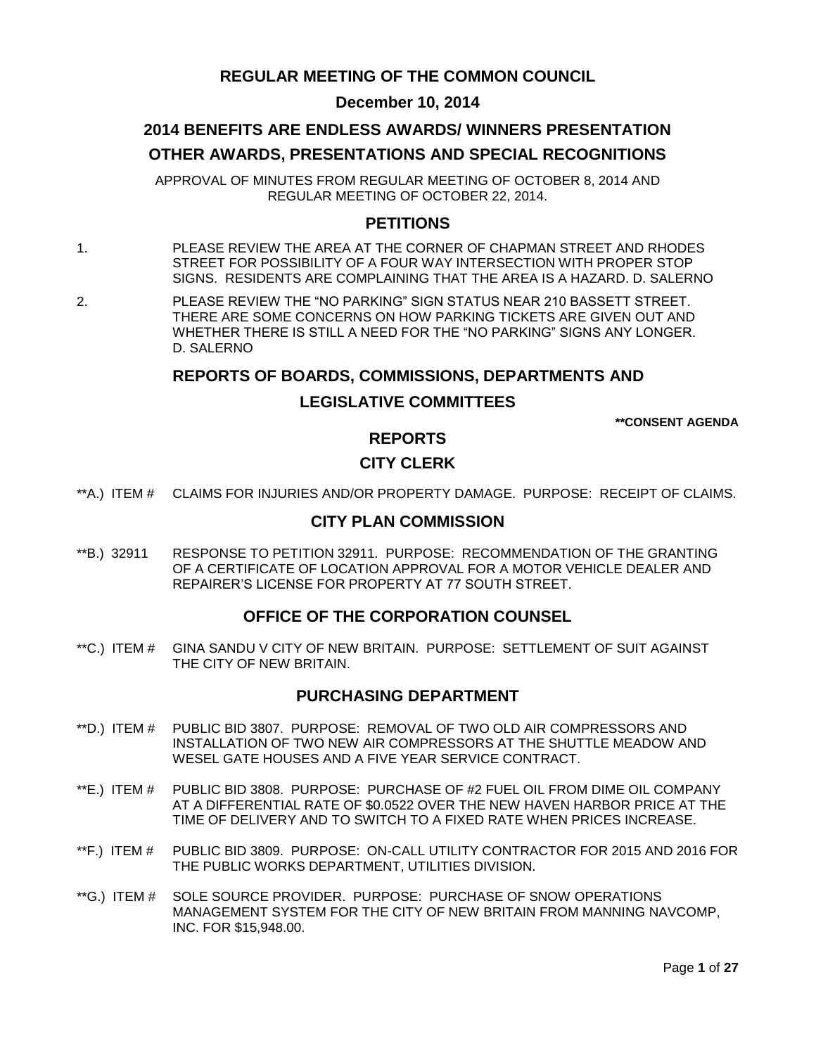# REGULAR MEETING OF THE COMMON COUNCIL

## December 10, 2014

## 2014 BENEFITS ARE ENDLESS AWARDS/ WINNERS PRESENTATION

## OTHER AWARDS, PRESENTATIONS AND SPECIAL RECOGNITIONS

APPROVAL OF MINUTES FROM REGULAR MEETING OF OCTOBER 8, 2014 AND REGULAR MEETING OF OCTOBER 22, 2014.

## PETITIONS

1. PLEASE REVIEW THE AREA AT THE CORNER OF CHAPMAN STREET AND RHODES STREET FOR POSSIBILITY OF A FOUR WAY INTERSECTION WITH PROPER STOP SIGNS. RESIDENTS ARE COMPLAINING THAT THE AREA IS A HAZARD. D. SALERNO

2. PLEASE REVIEW THE "NO PARKING" SIGN STATUS NEAR 210 BASSETT STREET. THERE ARE SOME CONCERNS ON HOW PARKING TICKETS ARE GIVEN OUT AND WHETHER THERE IS STILL A NEED FOR THE "NO PARKING" SIGNS ANY LONGER. D. SALERNO

## REPORTS OF BOARDS, COMMISSIONS, DEPARTMENTS AND LEGISLATIVE COMMITTEES

**\*\*CONSENT AGENDA**

## REPORTS

### CITY CLERK

**A.) ITEM # CLAIMS FOR INJURIES AND/OR PROPERTY DAMAGE. PURPOSE: RECEIPT OF CLAIMS.

### CITY PLAN COMMISSION

**B.) 32911 RESPONSE TO PETITION 32911. PURPOSE: RECOMMENDATION OF THE GRANTING OF A CERTIFICATE OF LOCATION APPROVAL FOR A MOTOR VEHICLE DEALER AND REPAIRER'S LICENSE FOR PROPERTY AT 77 SOUTH STREET.

### OFFICE OF THE CORPORATION COUNSEL

**C.) ITEM # GINA SANDU V CITY OF NEW BRITAIN. PURPOSE: SETTLEMENT OF SUIT AGAINST THE CITY OF NEW BRITAIN.

### PURCHASING DEPARTMENT

**D.) ITEM # PUBLIC BID 3807. PURPOSE: REMOVAL OF TWO OLD AIR COMPRESSORS AND INSTALLATION OF TWO NEW AIR COMPRESSORS AT THE SHUTTLE MEADOW AND WESEL GATE HOUSES AND A FIVE YEAR SERVICE CONTRACT.

**E.) ITEM # PUBLIC BID 3808. PURPOSE: PURCHASE OF #2 FUEL OIL FROM DIME OIL COMPANY AT A DIFFERENTIAL RATE OF $0.0522 OVER THE NEW HAVEN HARBOR PRICE AT THE TIME OF DELIVERY AND TO SWITCH TO A FIXED RATE WHEN PRICES INCREASE.

**F.) ITEM # PUBLIC BID 3809. PURPOSE: ON-CALL UTILITY CONTRACTOR FOR 2015 AND 2016 FOR THE PUBLIC WORKS DEPARTMENT, UTILITIES DIVISION.

**G.) ITEM # SOLE SOURCE PROVIDER. PURPOSE: PURCHASE OF SNOW OPERATIONS MANAGEMENT SYSTEM FOR THE CITY OF NEW BRITAIN FROM MANNING NAVCOMP, INC. FOR $15,948.00.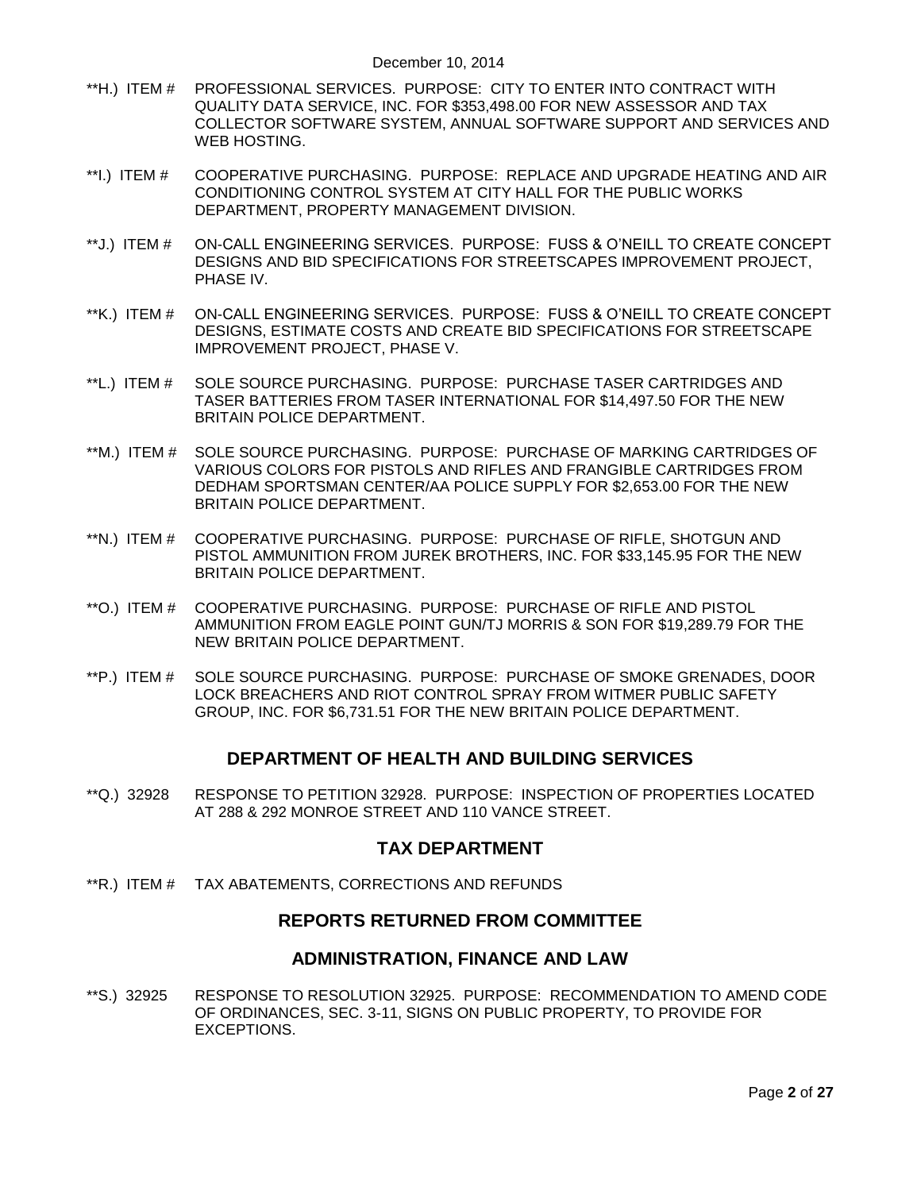**H.) ITEM # PROFESSIONAL SERVICES. PURPOSE: CITY TO ENTER INTO CONTRACT WITH QUALITY DATA SERVICE, INC. FOR $353,498.00 FOR NEW ASSESSOR AND TAX COLLECTOR SOFTWARE SYSTEM, ANNUAL SOFTWARE SUPPORT AND SERVICES AND WEB HOSTING.

**I.) ITEM # COOPERATIVE PURCHASING. PURPOSE: REPLACE AND UPGRADE HEATING AND AIR CONDITIONING CONTROL SYSTEM AT CITY HALL FOR THE PUBLIC WORKS DEPARTMENT, PROPERTY MANAGEMENT DIVISION.

**J.) ITEM # ON-CALL ENGINEERING SERVICES. PURPOSE: FUSS & O'NEILL TO CREATE CONCEPT DESIGNS AND BID SPECIFICATIONS FOR STREETSCAPES IMPROVEMENT PROJECT, PHASE IV.

**K.) ITEM # ON-CALL ENGINEERING SERVICES. PURPOSE: FUSS & O'NEILL TO CREATE CONCEPT DESIGNS, ESTIMATE COSTS AND CREATE BID SPECIFICATIONS FOR STREETSCAPE IMPROVEMENT PROJECT, PHASE V.

**L.) ITEM # SOLE SOURCE PURCHASING. PURPOSE: PURCHASE TASER CARTRIDGES AND TASER BATTERIES FROM TASER INTERNATIONAL FOR $14,497.50 FOR THE NEW BRITAIN POLICE DEPARTMENT.

**M.) ITEM # SOLE SOURCE PURCHASING. PURPOSE: PURCHASE OF MARKING CARTRIDGES OF VARIOUS COLORS FOR PISTOLS AND RIFLES AND FRANGIBLE CARTRIDGES FROM DEDHAM SPORTSMAN CENTER/AA POLICE SUPPLY FOR $2,653.00 FOR THE NEW BRITAIN POLICE DEPARTMENT.

**N.) ITEM # COOPERATIVE PURCHASING. PURPOSE: PURCHASE OF RIFLE, SHOTGUN AND PISTOL AMMUNITION FROM JUREK BROTHERS, INC. FOR $33,145.95 FOR THE NEW BRITAIN POLICE DEPARTMENT.

**O.) ITEM # COOPERATIVE PURCHASING. PURPOSE: PURCHASE OF RIFLE AND PISTOL AMMUNITION FROM EAGLE POINT GUN/TJ MORRIS & SON FOR $19,289.79 FOR THE NEW BRITAIN POLICE DEPARTMENT.

**P.) ITEM # SOLE SOURCE PURCHASING. PURPOSE: PURCHASE OF SMOKE GRENADES, DOOR LOCK BREACHERS AND RIOT CONTROL SPRAY FROM WITMER PUBLIC SAFETY GROUP, INC. FOR $6,731.51 FOR THE NEW BRITAIN POLICE DEPARTMENT.

## DEPARTMENT OF HEALTH AND BUILDING SERVICES

**Q.) 32928 RESPONSE TO PETITION 32928. PURPOSE: INSPECTION OF PROPERTIES LOCATED AT 288 & 292 MONROE STREET AND 110 VANCE STREET.

## TAX DEPARTMENT

**R.) ITEM # TAX ABATEMENTS, CORRECTIONS AND REFUNDS

## REPORTS RETURNED FROM COMMITTEE

## ADMINISTRATION, FINANCE AND LAW

**S.) 32925 RESPONSE TO RESOLUTION 32925. PURPOSE: RECOMMENDATION TO AMEND CODE OF ORDINANCES, SEC. 3-11, SIGNS ON PUBLIC PROPERTY, TO PROVIDE FOR EXCEPTIONS.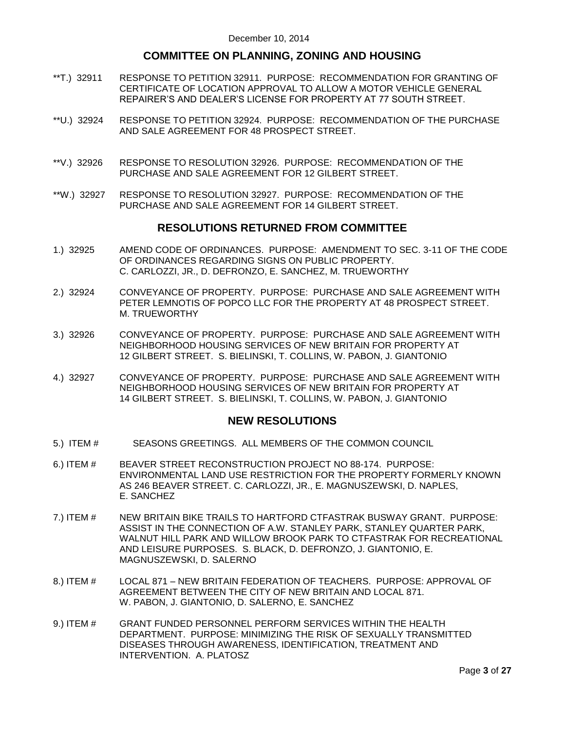December 10, 2014

## COMMITTEE ON PLANNING, ZONING AND HOUSING

**T.) 32911 RESPONSE TO PETITION 32911. PURPOSE: RECOMMENDATION FOR GRANTING OF CERTIFICATE OF LOCATION APPROVAL TO ALLOW A MOTOR VEHICLE GENERAL REPAIRER'S AND DEALER'S LICENSE FOR PROPERTY AT 77 SOUTH STREET.

**U.) 32924 RESPONSE TO PETITION 32924. PURPOSE: RECOMMENDATION OF THE PURCHASE AND SALE AGREEMENT FOR 48 PROSPECT STREET.

**V.) 32926 RESPONSE TO RESOLUTION 32926. PURPOSE: RECOMMENDATION OF THE PURCHASE AND SALE AGREEMENT FOR 12 GILBERT STREET.

**W.) 32927 RESPONSE TO RESOLUTION 32927. PURPOSE: RECOMMENDATION OF THE PURCHASE AND SALE AGREEMENT FOR 14 GILBERT STREET.

## RESOLUTIONS RETURNED FROM COMMITTEE

1.) 32925 AMEND CODE OF ORDINANCES. PURPOSE: AMENDMENT TO SEC. 3-11 OF THE CODE OF ORDINANCES REGARDING SIGNS ON PUBLIC PROPERTY. C. CARLOZZI, JR., D. DEFRONZO, E. SANCHEZ, M. TRUEWORTHY

2.) 32924 CONVEYANCE OF PROPERTY. PURPOSE: PURCHASE AND SALE AGREEMENT WITH PETER LEMNOTIS OF POPCO LLC FOR THE PROPERTY AT 48 PROSPECT STREET. M. TRUEWORTHY

3.) 32926 CONVEYANCE OF PROPERTY. PURPOSE: PURCHASE AND SALE AGREEMENT WITH NEIGHBORHOOD HOUSING SERVICES OF NEW BRITAIN FOR PROPERTY AT 12 GILBERT STREET. S. BIELINSKI, T. COLLINS, W. PABON, J. GIANTONIO

4.) 32927 CONVEYANCE OF PROPERTY. PURPOSE: PURCHASE AND SALE AGREEMENT WITH NEIGHBORHOOD HOUSING SERVICES OF NEW BRITAIN FOR PROPERTY AT 14 GILBERT STREET. S. BIELINSKI, T. COLLINS, W. PABON, J. GIANTONIO

## NEW RESOLUTIONS

5.) ITEM # SEASONS GREETINGS. ALL MEMBERS OF THE COMMON COUNCIL

6.) ITEM # BEAVER STREET RECONSTRUCTION PROJECT NO 88-174. PURPOSE: ENVIRONMENTAL LAND USE RESTRICTION FOR THE PROPERTY FORMERLY KNOWN AS 246 BEAVER STREET. C. CARLOZZI, JR., E. MAGNUSZEWSKI, D. NAPLES, E. SANCHEZ

7.) ITEM # NEW BRITAIN BIKE TRAILS TO HARTFORD CTFASTRAK BUSWAY GRANT. PURPOSE: ASSIST IN THE CONNECTION OF A.W. STANLEY PARK, STANLEY QUARTER PARK, WALNUT HILL PARK AND WILLOW BROOK PARK TO CTFASTRAK FOR RECREATIONAL AND LEISURE PURPOSES. S. BLACK, D. DEFRONZO, J. GIANTONIO, E. MAGNUSZEWSKI, D. SALERNO

8.) ITEM # LOCAL 871 – NEW BRITAIN FEDERATION OF TEACHERS. PURPOSE: APPROVAL OF AGREEMENT BETWEEN THE CITY OF NEW BRITAIN AND LOCAL 871. W. PABON, J. GIANTONIO, D. SALERNO, E. SANCHEZ

9.) ITEM # GRANT FUNDED PERSONNEL PERFORM SERVICES WITHIN THE HEALTH DEPARTMENT. PURPOSE: MINIMIZING THE RISK OF SEXUALLY TRANSMITTED DISEASES THROUGH AWARENESS, IDENTIFICATION, TREATMENT AND INTERVENTION. A. PLATOSZ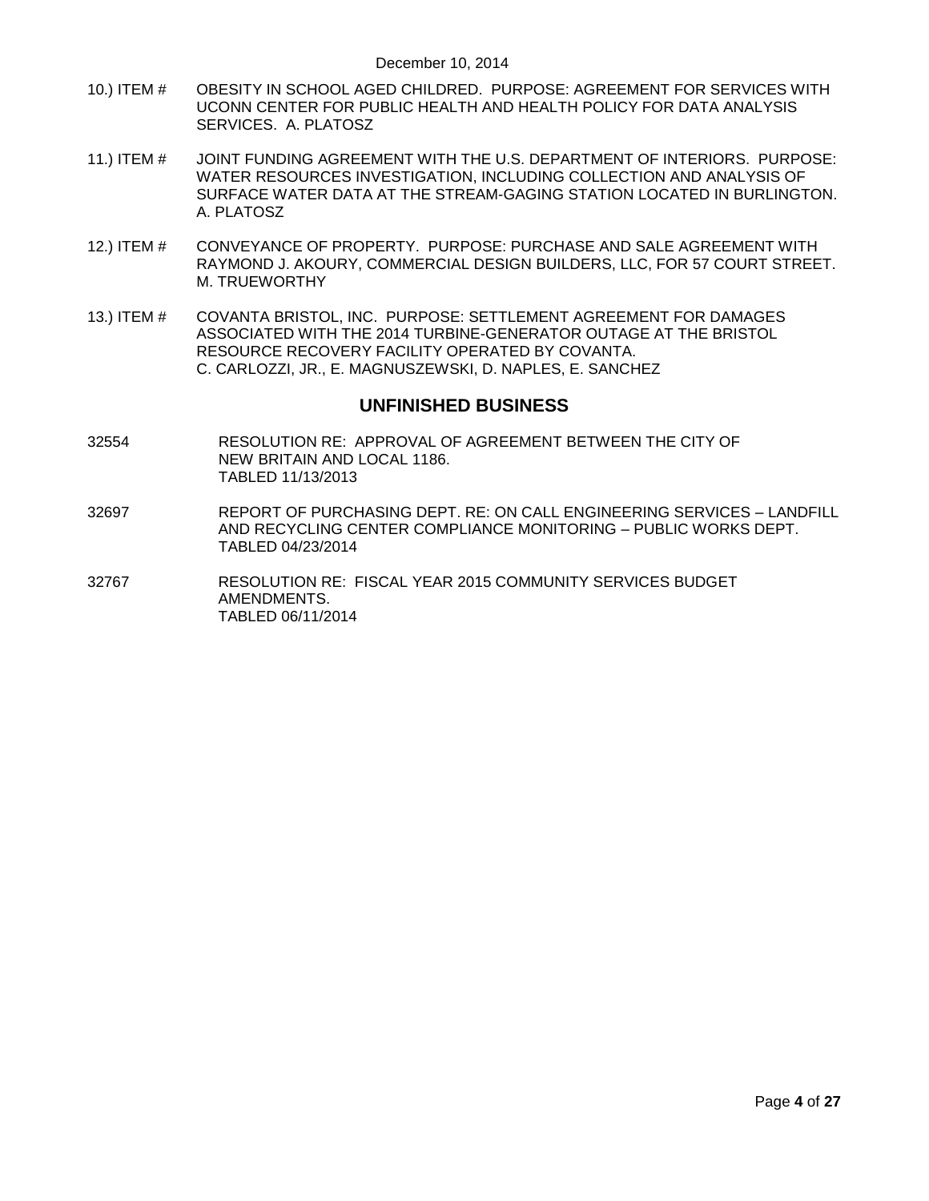December 10, 2014

10.) ITEM # OBESITY IN SCHOOL AGED CHILDRED. PURPOSE: AGREEMENT FOR SERVICES WITH UCONN CENTER FOR PUBLIC HEALTH AND HEALTH POLICY FOR DATA ANALYSIS SERVICES. A. PLATOSZ

11.) ITEM # JOINT FUNDING AGREEMENT WITH THE U.S. DEPARTMENT OF INTERIORS. PURPOSE: WATER RESOURCES INVESTIGATION, INCLUDING COLLECTION AND ANALYSIS OF SURFACE WATER DATA AT THE STREAM-GAGING STATION LOCATED IN BURLINGTON. A. PLATOSZ

12.) ITEM # CONVEYANCE OF PROPERTY. PURPOSE: PURCHASE AND SALE AGREEMENT WITH RAYMOND J. AKOURY, COMMERCIAL DESIGN BUILDERS, LLC, FOR 57 COURT STREET. M. TRUEWORTHY

13.) ITEM # COVANTA BRISTOL, INC. PURPOSE: SETTLEMENT AGREEMENT FOR DAMAGES ASSOCIATED WITH THE 2014 TURBINE-GENERATOR OUTAGE AT THE BRISTOL RESOURCE RECOVERY FACILITY OPERATED BY COVANTA. C. CARLOZZI, JR., E. MAGNUSZEWSKI, D. NAPLES, E. SANCHEZ

## UNFINISHED BUSINESS

32554 RESOLUTION RE: APPROVAL OF AGREEMENT BETWEEN THE CITY OF NEW BRITAIN AND LOCAL 1186.
TABLED 11/13/2013

32697 REPORT OF PURCHASING DEPT. RE: ON CALL ENGINEERING SERVICES – LANDFILL AND RECYCLING CENTER COMPLIANCE MONITORING – PUBLIC WORKS DEPT.
TABLED 04/23/2014

32767 RESOLUTION RE: FISCAL YEAR 2015 COMMUNITY SERVICES BUDGET AMENDMENTS.
TABLED 06/11/2014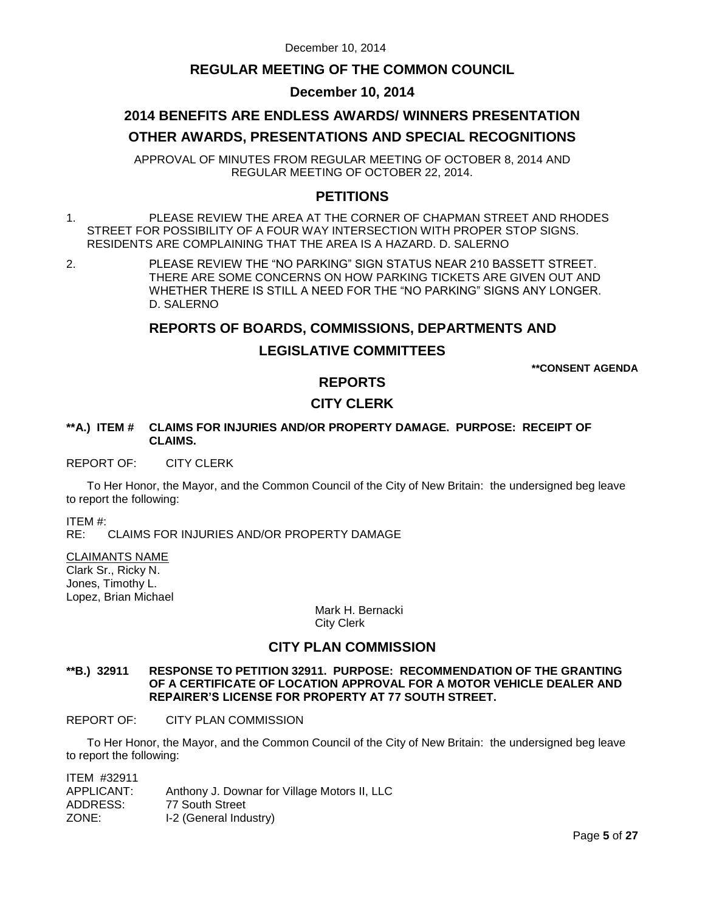# REGULAR MEETING OF THE COMMON COUNCIL

## December 10, 2014

## 2014 BENEFITS ARE ENDLESS AWARDS/ WINNERS PRESENTATION

## OTHER AWARDS, PRESENTATIONS AND SPECIAL RECOGNITIONS

APPROVAL OF MINUTES FROM REGULAR MEETING OF OCTOBER 8, 2014 AND REGULAR MEETING OF OCTOBER 22, 2014.

## PETITIONS

1. PLEASE REVIEW THE AREA AT THE CORNER OF CHAPMAN STREET AND RHODES STREET FOR POSSIBILITY OF A FOUR WAY INTERSECTION WITH PROPER STOP SIGNS. RESIDENTS ARE COMPLAINING THAT THE AREA IS A HAZARD. D. SALERNO

2. PLEASE REVIEW THE "NO PARKING" SIGN STATUS NEAR 210 BASSETT STREET. THERE ARE SOME CONCERNS ON HOW PARKING TICKETS ARE GIVEN OUT AND WHETHER THERE IS STILL A NEED FOR THE "NO PARKING" SIGNS ANY LONGER. D. SALERNO

## REPORTS OF BOARDS, COMMISSIONS, DEPARTMENTS AND LEGISLATIVE COMMITTEES

**\*\*CONSENT AGENDA**

## REPORTS

## CITY CLERK

**\*\*A.) ITEM # CLAIMS FOR INJURIES AND/OR PROPERTY DAMAGE. PURPOSE: RECEIPT OF CLAIMS.**

REPORT OF: CITY CLERK

To Her Honor, the Mayor, and the Common Council of the City of New Britain: the undersigned beg leave to report the following:

ITEM #:
RE: CLAIMS FOR INJURIES AND/OR PROPERTY DAMAGE

CLAIMANTS NAME
Clark Sr., Ricky N.
Jones, Timothy L.
Lopez, Brian Michael

Mark H. Bernacki
City Clerk

## CITY PLAN COMMISSION

**\*\*B.) 32911 RESPONSE TO PETITION 32911. PURPOSE: RECOMMENDATION OF THE GRANTING OF A CERTIFICATE OF LOCATION APPROVAL FOR A MOTOR VEHICLE DEALER AND REPAIRER'S LICENSE FOR PROPERTY AT 77 SOUTH STREET.**

REPORT OF: CITY PLAN COMMISSION

To Her Honor, the Mayor, and the Common Council of the City of New Britain: the undersigned beg leave to report the following:

ITEM #32911
APPLICANT: Anthony J. Downar for Village Motors II, LLC
ADDRESS: 77 South Street
ZONE: I-2 (General Industry)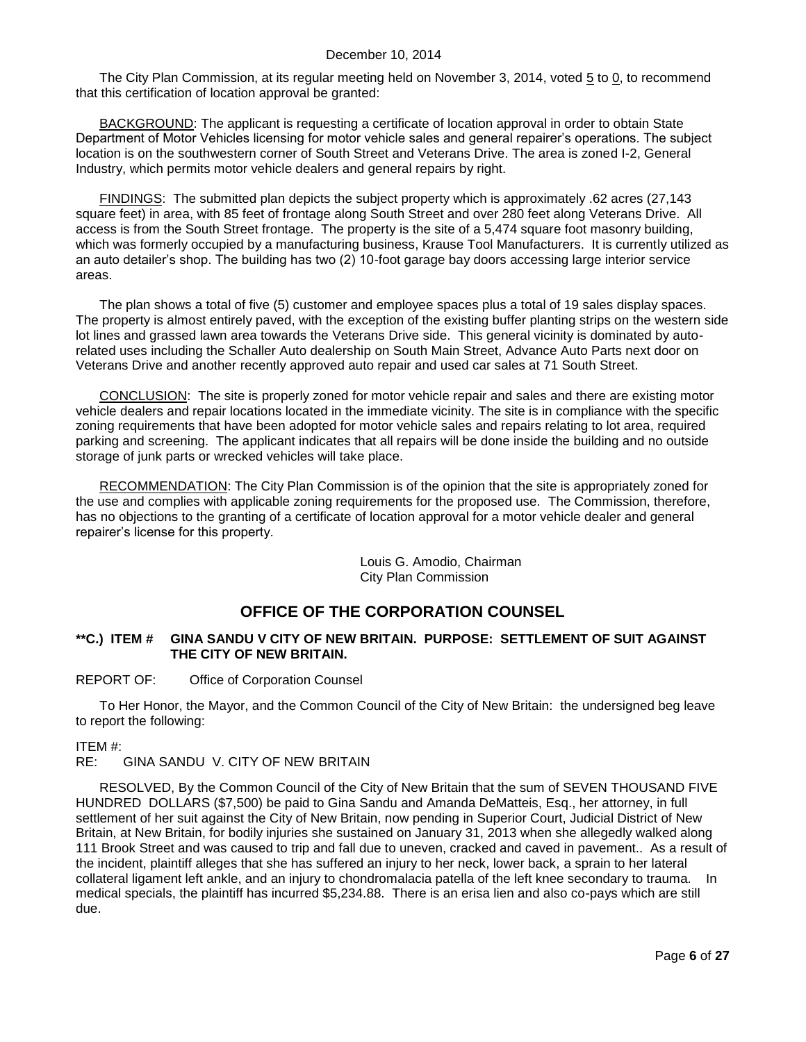The City Plan Commission, at its regular meeting held on November 3, 2014, voted 5 to 0, to recommend that this certification of location approval be granted:

BACKGROUND: The applicant is requesting a certificate of location approval in order to obtain State Department of Motor Vehicles licensing for motor vehicle sales and general repairer's operations. The subject location is on the southwestern corner of South Street and Veterans Drive. The area is zoned I-2, General Industry, which permits motor vehicle dealers and general repairs by right.

FINDINGS: The submitted plan depicts the subject property which is approximately .62 acres (27,143 square feet) in area, with 85 feet of frontage along South Street and over 280 feet along Veterans Drive. All access is from the South Street frontage. The property is the site of a 5,474 square foot masonry building, which was formerly occupied by a manufacturing business, Krause Tool Manufacturers. It is currently utilized as an auto detailer's shop. The building has two (2) 10-foot garage bay doors accessing large interior service areas.

The plan shows a total of five (5) customer and employee spaces plus a total of 19 sales display spaces. The property is almost entirely paved, with the exception of the existing buffer planting strips on the western side lot lines and grassed lawn area towards the Veterans Drive side. This general vicinity is dominated by auto-related uses including the Schaller Auto dealership on South Main Street, Advance Auto Parts next door on Veterans Drive and another recently approved auto repair and used car sales at 71 South Street.

CONCLUSION: The site is properly zoned for motor vehicle repair and sales and there are existing motor vehicle dealers and repair locations located in the immediate vicinity. The site is in compliance with the specific zoning requirements that have been adopted for motor vehicle sales and repairs relating to lot area, required parking and screening. The applicant indicates that all repairs will be done inside the building and no outside storage of junk parts or wrecked vehicles will take place.

RECOMMENDATION: The City Plan Commission is of the opinion that the site is appropriately zoned for the use and complies with applicable zoning requirements for the proposed use. The Commission, therefore, has no objections to the granting of a certificate of location approval for a motor vehicle dealer and general repairer's license for this property.

Louis G. Amodio, Chairman
City Plan Commission

## OFFICE OF THE CORPORATION COUNSEL

**\*\*C.) ITEM # GINA SANDU V CITY OF NEW BRITAIN. PURPOSE: SETTLEMENT OF SUIT AGAINST THE CITY OF NEW BRITAIN.**

REPORT OF: Office of Corporation Counsel

To Her Honor, the Mayor, and the Common Council of the City of New Britain: the undersigned beg leave to report the following:

ITEM #:
RE: GINA SANDU V. CITY OF NEW BRITAIN

RESOLVED, By the Common Council of the City of New Britain that the sum of SEVEN THOUSAND FIVE HUNDRED DOLLARS ($7,500) be paid to Gina Sandu and Amanda DeMatteis, Esq., her attorney, in full settlement of her suit against the City of New Britain, now pending in Superior Court, Judicial District of New Britain, at New Britain, for bodily injuries she sustained on January 31, 2013 when she allegedly walked along 111 Brook Street and was caused to trip and fall due to uneven, cracked and caved in pavement.. As a result of the incident, plaintiff alleges that she has suffered an injury to her neck, lower back, a sprain to her lateral collateral ligament left ankle, and an injury to chondromalacia patella of the left knee secondary to trauma. In medical specials, the plaintiff has incurred $5,234.88. There is an erisa lien and also co-pays which are still due.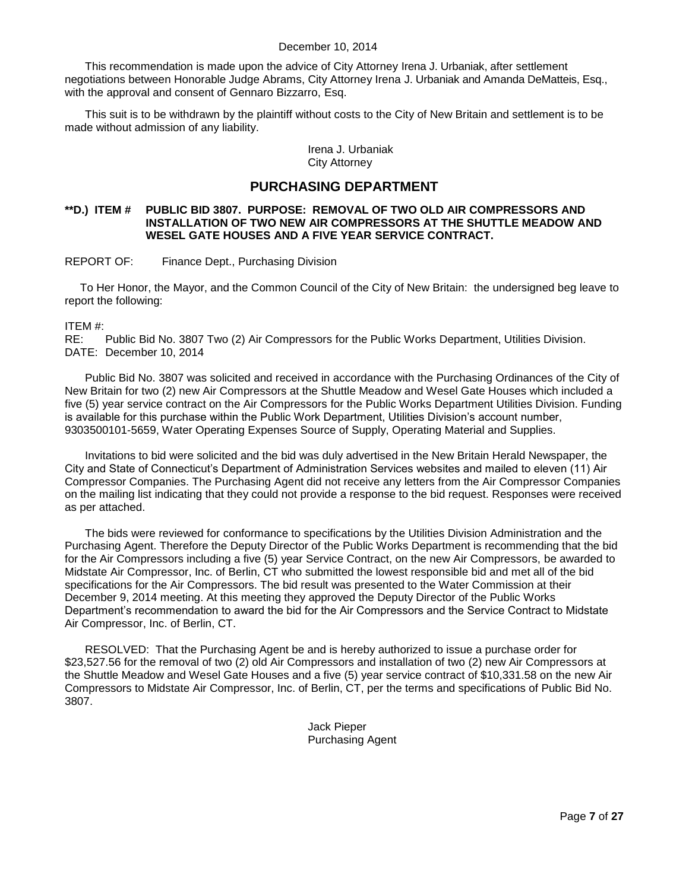This recommendation is made upon the advice of City Attorney Irena J. Urbaniak, after settlement negotiations between Honorable Judge Abrams, City Attorney Irena J. Urbaniak and Amanda DeMatteis, Esq., with the approval and consent of Gennaro Bizzarro, Esq.

This suit is to be withdrawn by the plaintiff without costs to the City of New Britain and settlement is to be made without admission of any liability.

Irena J. Urbaniak
City Attorney

## PURCHASING DEPARTMENT

**\*\*D.) ITEM # PUBLIC BID 3807. PURPOSE: REMOVAL OF TWO OLD AIR COMPRESSORS AND INSTALLATION OF TWO NEW AIR COMPRESSORS AT THE SHUTTLE MEADOW AND WESEL GATE HOUSES AND A FIVE YEAR SERVICE CONTRACT.**

REPORT OF: Finance Dept., Purchasing Division

To Her Honor, the Mayor, and the Common Council of the City of New Britain: the undersigned beg leave to report the following:

ITEM #:
RE: Public Bid No. 3807 Two (2) Air Compressors for the Public Works Department, Utilities Division.
DATE: December 10, 2014

Public Bid No. 3807 was solicited and received in accordance with the Purchasing Ordinances of the City of New Britain for two (2) new Air Compressors at the Shuttle Meadow and Wesel Gate Houses which included a five (5) year service contract on the Air Compressors for the Public Works Department Utilities Division. Funding is available for this purchase within the Public Work Department, Utilities Division's account number, 9303500101-5659, Water Operating Expenses Source of Supply, Operating Material and Supplies.

Invitations to bid were solicited and the bid was duly advertised in the New Britain Herald Newspaper, the City and State of Connecticut's Department of Administration Services websites and mailed to eleven (11) Air Compressor Companies. The Purchasing Agent did not receive any letters from the Air Compressor Companies on the mailing list indicating that they could not provide a response to the bid request. Responses were received as per attached.

The bids were reviewed for conformance to specifications by the Utilities Division Administration and the Purchasing Agent. Therefore the Deputy Director of the Public Works Department is recommending that the bid for the Air Compressors including a five (5) year Service Contract, on the new Air Compressors, be awarded to Midstate Air Compressor, Inc. of Berlin, CT who submitted the lowest responsible bid and met all of the bid specifications for the Air Compressors. The bid result was presented to the Water Commission at their December 9, 2014 meeting. At this meeting they approved the Deputy Director of the Public Works Department's recommendation to award the bid for the Air Compressors and the Service Contract to Midstate Air Compressor, Inc. of Berlin, CT.

RESOLVED: That the Purchasing Agent be and is hereby authorized to issue a purchase order for $23,527.56 for the removal of two (2) old Air Compressors and installation of two (2) new Air Compressors at the Shuttle Meadow and Wesel Gate Houses and a five (5) year service contract of $10,331.58 on the new Air Compressors to Midstate Air Compressor, Inc. of Berlin, CT, per the terms and specifications of Public Bid No. 3807.

Jack Pieper
Purchasing Agent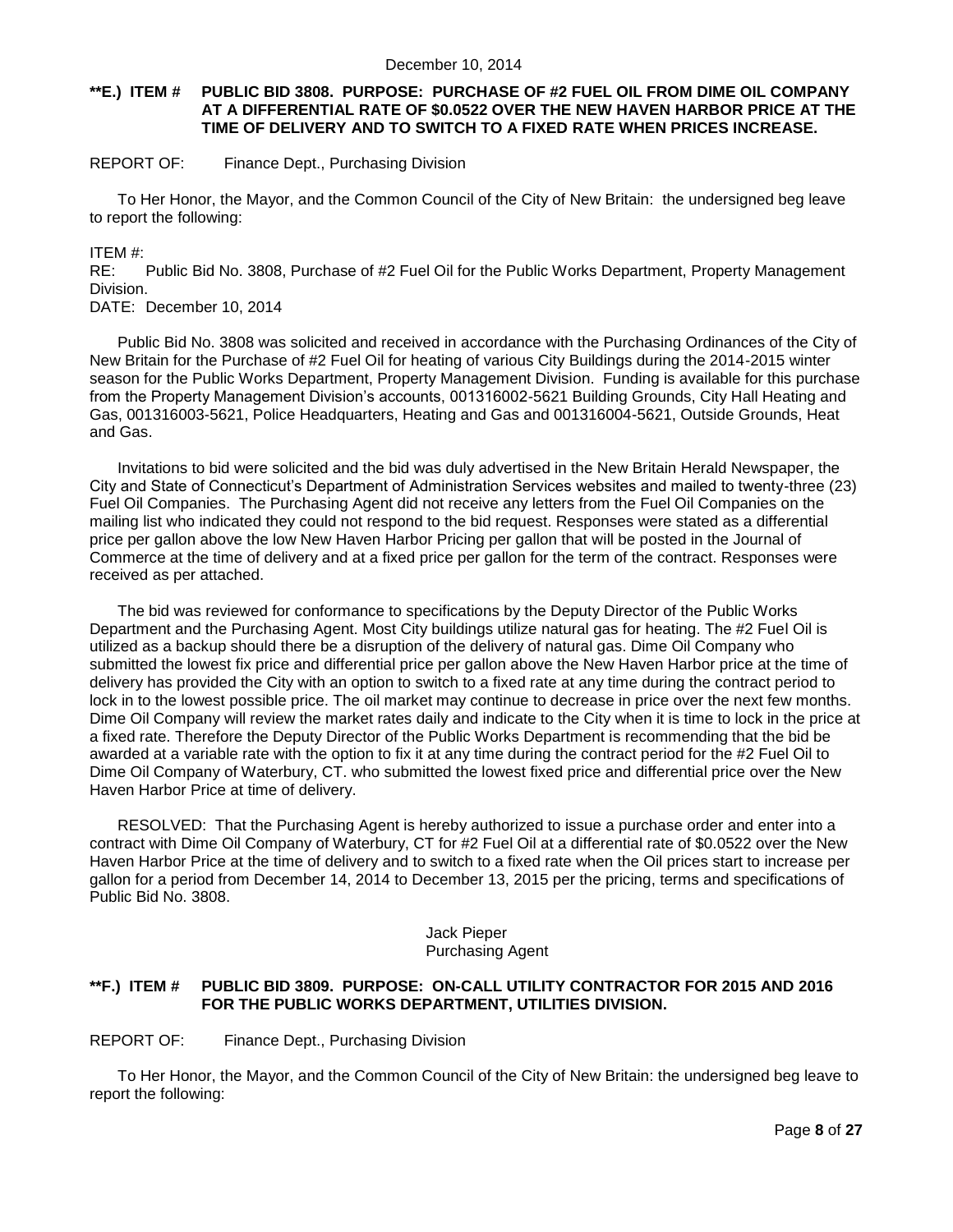**\*\*E.) ITEM # PUBLIC BID 3808. PURPOSE: PURCHASE OF #2 FUEL OIL FROM DIME OIL COMPANY AT A DIFFERENTIAL RATE OF $0.0522 OVER THE NEW HAVEN HARBOR PRICE AT THE TIME OF DELIVERY AND TO SWITCH TO A FIXED RATE WHEN PRICES INCREASE.**

REPORT OF: Finance Dept., Purchasing Division

To Her Honor, the Mayor, and the Common Council of the City of New Britain: the undersigned beg leave to report the following:

ITEM #:
RE: Public Bid No. 3808, Purchase of #2 Fuel Oil for the Public Works Department, Property Management Division.
DATE: December 10, 2014

Public Bid No. 3808 was solicited and received in accordance with the Purchasing Ordinances of the City of New Britain for the Purchase of #2 Fuel Oil for heating of various City Buildings during the 2014-2015 winter season for the Public Works Department, Property Management Division. Funding is available for this purchase from the Property Management Division's accounts, 001316002-5621 Building Grounds, City Hall Heating and Gas, 001316003-5621, Police Headquarters, Heating and Gas and 001316004-5621, Outside Grounds, Heat and Gas.

Invitations to bid were solicited and the bid was duly advertised in the New Britain Herald Newspaper, the City and State of Connecticut's Department of Administration Services websites and mailed to twenty-three (23) Fuel Oil Companies. The Purchasing Agent did not receive any letters from the Fuel Oil Companies on the mailing list who indicated they could not respond to the bid request. Responses were stated as a differential price per gallon above the low New Haven Harbor Pricing per gallon that will be posted in the Journal of Commerce at the time of delivery and at a fixed price per gallon for the term of the contract. Responses were received as per attached.

The bid was reviewed for conformance to specifications by the Deputy Director of the Public Works Department and the Purchasing Agent. Most City buildings utilize natural gas for heating. The #2 Fuel Oil is utilized as a backup should there be a disruption of the delivery of natural gas. Dime Oil Company who submitted the lowest fix price and differential price per gallon above the New Haven Harbor price at the time of delivery has provided the City with an option to switch to a fixed rate at any time during the contract period to lock in to the lowest possible price. The oil market may continue to decrease in price over the next few months. Dime Oil Company will review the market rates daily and indicate to the City when it is time to lock in the price at a fixed rate. Therefore the Deputy Director of the Public Works Department is recommending that the bid be awarded at a variable rate with the option to fix it at any time during the contract period for the #2 Fuel Oil to Dime Oil Company of Waterbury, CT. who submitted the lowest fixed price and differential price over the New Haven Harbor Price at time of delivery.

RESOLVED: That the Purchasing Agent is hereby authorized to issue a purchase order and enter into a contract with Dime Oil Company of Waterbury, CT for #2 Fuel Oil at a differential rate of $0.0522 over the New Haven Harbor Price at the time of delivery and to switch to a fixed rate when the Oil prices start to increase per gallon for a period from December 14, 2014 to December 13, 2015 per the pricing, terms and specifications of Public Bid No. 3808.

Jack Pieper
Purchasing Agent

**\*\*F.) ITEM # PUBLIC BID 3809. PURPOSE: ON-CALL UTILITY CONTRACTOR FOR 2015 AND 2016 FOR THE PUBLIC WORKS DEPARTMENT, UTILITIES DIVISION.**

REPORT OF: Finance Dept., Purchasing Division

To Her Honor, the Mayor, and the Common Council of the City of New Britain: the undersigned beg leave to report the following: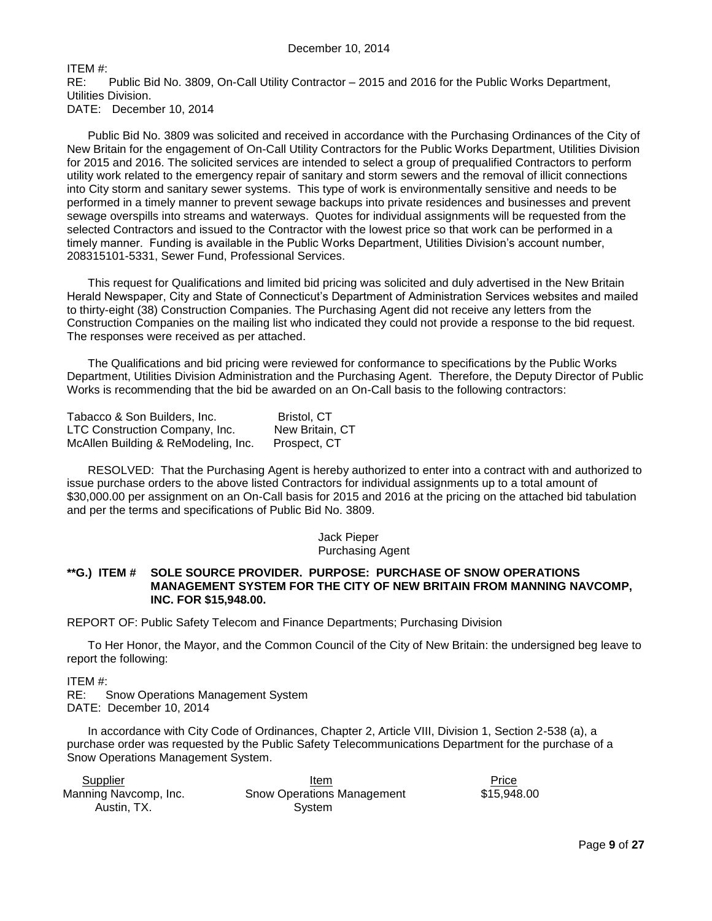December 10, 2014

ITEM #:
RE: Public Bid No. 3809, On-Call Utility Contractor – 2015 and 2016 for the Public Works Department, Utilities Division.
DATE: December 10, 2014

Public Bid No. 3809 was solicited and received in accordance with the Purchasing Ordinances of the City of New Britain for the engagement of On-Call Utility Contractors for the Public Works Department, Utilities Division for 2015 and 2016. The solicited services are intended to select a group of prequalified Contractors to perform utility work related to the emergency repair of sanitary and storm sewers and the removal of illicit connections into City storm and sanitary sewer systems. This type of work is environmentally sensitive and needs to be performed in a timely manner to prevent sewage backups into private residences and businesses and prevent sewage overspills into streams and waterways. Quotes for individual assignments will be requested from the selected Contractors and issued to the Contractor with the lowest price so that work can be performed in a timely manner. Funding is available in the Public Works Department, Utilities Division's account number, 208315101-5331, Sewer Fund, Professional Services.

This request for Qualifications and limited bid pricing was solicited and duly advertised in the New Britain Herald Newspaper, City and State of Connecticut's Department of Administration Services websites and mailed to thirty-eight (38) Construction Companies. The Purchasing Agent did not receive any letters from the Construction Companies on the mailing list who indicated they could not provide a response to the bid request. The responses were received as per attached.

The Qualifications and bid pricing were reviewed for conformance to specifications by the Public Works Department, Utilities Division Administration and the Purchasing Agent. Therefore, the Deputy Director of Public Works is recommending that the bid be awarded on an On-Call basis to the following contractors:

| | |
|---|---|
| Tabacco & Son Builders, Inc. | Bristol, CT |
| LTC Construction Company, Inc. | New Britain, CT |
| McAllen Building & ReModeling, Inc. | Prospect, CT |

RESOLVED: That the Purchasing Agent is hereby authorized to enter into a contract with and authorized to issue purchase orders to the above listed Contractors for individual assignments up to a total amount of $30,000.00 per assignment on an On-Call basis for 2015 and 2016 at the pricing on the attached bid tabulation and per the terms and specifications of Public Bid No. 3809.

Jack Pieper
Purchasing Agent

**\*\*G.) ITEM # SOLE SOURCE PROVIDER. PURPOSE: PURCHASE OF SNOW OPERATIONS MANAGEMENT SYSTEM FOR THE CITY OF NEW BRITAIN FROM MANNING NAVCOMP, INC. FOR $15,948.00.**

REPORT OF: Public Safety Telecom and Finance Departments; Purchasing Division

To Her Honor, the Mayor, and the Common Council of the City of New Britain: the undersigned beg leave to report the following:

ITEM #:
RE: Snow Operations Management System
DATE: December 10, 2014

In accordance with City Code of Ordinances, Chapter 2, Article VIII, Division 1, Section 2-538 (a), a purchase order was requested by the Public Safety Telecommunications Department for the purchase of a Snow Operations Management System.

| Supplier | Item | Price |
|---|---|---|
| Manning Navcomp, Inc. Austin, TX. | Snow Operations Management System | $15,948.00 |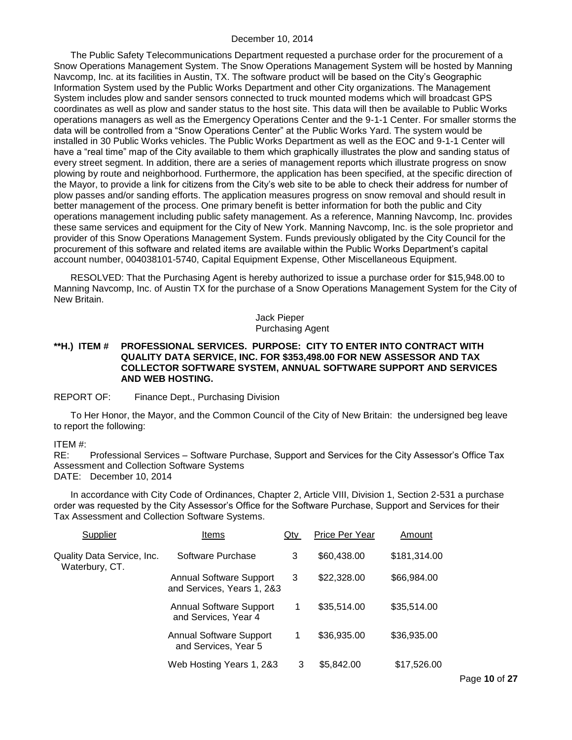The Public Safety Telecommunications Department requested a purchase order for the procurement of a Snow Operations Management System. The Snow Operations Management System will be hosted by Manning Navcomp, Inc. at its facilities in Austin, TX. The software product will be based on the City's Geographic Information System used by the Public Works Department and other City organizations. The Management System includes plow and sander sensors connected to truck mounted modems which will broadcast GPS coordinates as well as plow and sander status to the host site. This data will then be available to Public Works operations managers as well as the Emergency Operations Center and the 9-1-1 Center. For smaller storms the data will be controlled from a "Snow Operations Center" at the Public Works Yard. The system would be installed in 30 Public Works vehicles. The Public Works Department as well as the EOC and 9-1-1 Center will have a "real time" map of the City available to them which graphically illustrates the plow and sanding status of every street segment. In addition, there are a series of management reports which illustrate progress on snow plowing by route and neighborhood. Furthermore, the application has been specified, at the specific direction of the Mayor, to provide a link for citizens from the City's web site to be able to check their address for number of plow passes and/or sanding efforts. The application measures progress on snow removal and should result in better management of the process. One primary benefit is better information for both the public and City operations management including public safety management. As a reference, Manning Navcomp, Inc. provides these same services and equipment for the City of New York. Manning Navcomp, Inc. is the sole proprietor and provider of this Snow Operations Management System. Funds previously obligated by the City Council for the procurement of this software and related items are available within the Public Works Department's capital account number, 004038101-5740, Capital Equipment Expense, Other Miscellaneous Equipment.

RESOLVED: That the Purchasing Agent is hereby authorized to issue a purchase order for $15,948.00 to Manning Navcomp, Inc. of Austin TX for the purchase of a Snow Operations Management System for the City of New Britain.

Jack Pieper
Purchasing Agent

**\*\*H.) ITEM # PROFESSIONAL SERVICES. PURPOSE: CITY TO ENTER INTO CONTRACT WITH QUALITY DATA SERVICE, INC. FOR $353,498.00 FOR NEW ASSESSOR AND TAX COLLECTOR SOFTWARE SYSTEM, ANNUAL SOFTWARE SUPPORT AND SERVICES AND WEB HOSTING.**

REPORT OF: Finance Dept., Purchasing Division

To Her Honor, the Mayor, and the Common Council of the City of New Britain: the undersigned beg leave to report the following:

ITEM #:
RE: Professional Services – Software Purchase, Support and Services for the City Assessor's Office Tax Assessment and Collection Software Systems
DATE: December 10, 2014

In accordance with City Code of Ordinances, Chapter 2, Article VIII, Division 1, Section 2-531 a purchase order was requested by the City Assessor's Office for the Software Purchase, Support and Services for their Tax Assessment and Collection Software Systems.

| Supplier | Items | Qty | Price Per Year | Amount |
|---|---|---|---|---|
| Quality Data Service, Inc. Waterbury, CT. | Software Purchase | 3 | $60,438.00 | $181,314.00 |
| | Annual Software Support and Services, Years 1, 2&3 | 3 | $22,328.00 | $66,984.00 |
| | Annual Software Support and Services, Year 4 | 1 | $35,514.00 | $35,514.00 |
| | Annual Software Support and Services, Year 5 | 1 | $36,935.00 | $36,935.00 |
| | Web Hosting Years 1, 2&3 | 3 | $5,842.00 | $17,526.00 |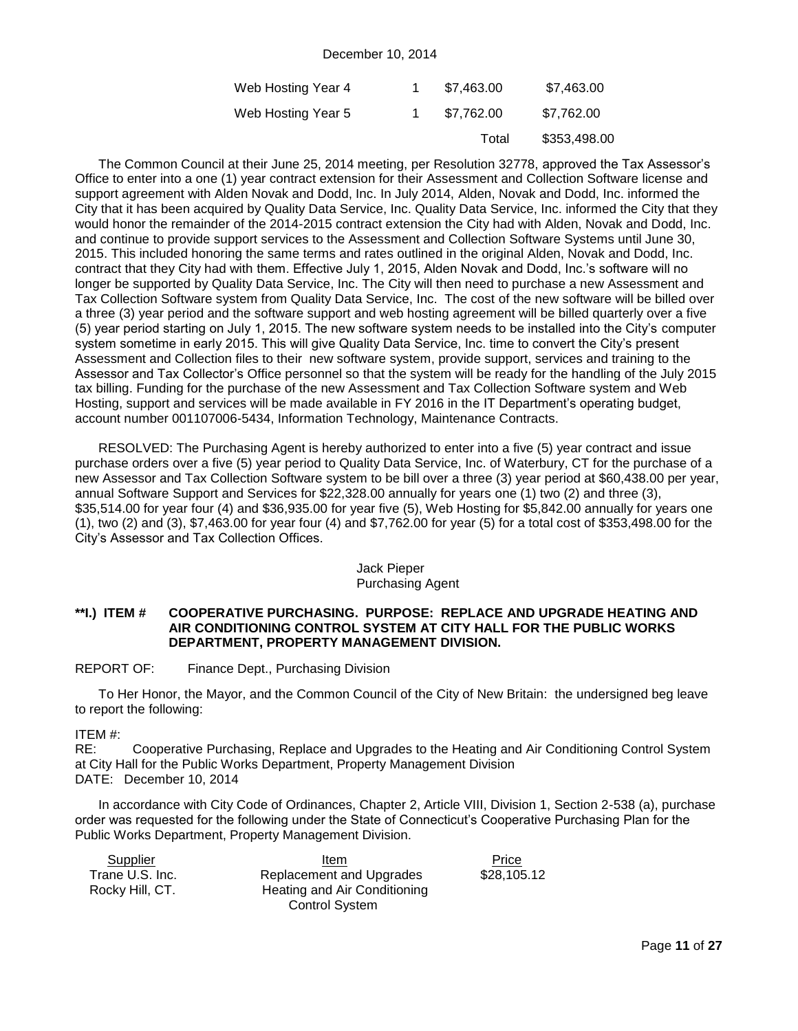| | | | |
|---|---|---|---|
| Web Hosting Year 4 | 1 | $7,463.00 | $7,463.00 |
| Web Hosting Year 5 | 1 | $7,762.00 | $7,762.00 |
| | | Total | $353,498.00 |

The Common Council at their June 25, 2014 meeting, per Resolution 32778, approved the Tax Assessor's Office to enter into a one (1) year contract extension for their Assessment and Collection Software license and support agreement with Alden Novak and Dodd, Inc. In July 2014, Alden, Novak and Dodd, Inc. informed the City that it has been acquired by Quality Data Service, Inc. Quality Data Service, Inc. informed the City that they would honor the remainder of the 2014-2015 contract extension the City had with Alden, Novak and Dodd, Inc. and continue to provide support services to the Assessment and Collection Software Systems until June 30, 2015. This included honoring the same terms and rates outlined in the original Alden, Novak and Dodd, Inc. contract that they City had with them. Effective July 1, 2015, Alden Novak and Dodd, Inc.'s software will no longer be supported by Quality Data Service, Inc. The City will then need to purchase a new Assessment and Tax Collection Software system from Quality Data Service, Inc. The cost of the new software will be billed over a three (3) year period and the software support and web hosting agreement will be billed quarterly over a five (5) year period starting on July 1, 2015. The new software system needs to be installed into the City's computer system sometime in early 2015. This will give Quality Data Service, Inc. time to convert the City's present Assessment and Collection files to their new software system, provide support, services and training to the Assessor and Tax Collector's Office personnel so that the system will be ready for the handling of the July 2015 tax billing. Funding for the purchase of the new Assessment and Tax Collection Software system and Web Hosting, support and services will be made available in FY 2016 in the IT Department's operating budget, account number 001107006-5434, Information Technology, Maintenance Contracts.

RESOLVED: The Purchasing Agent is hereby authorized to enter into a five (5) year contract and issue purchase orders over a five (5) year period to Quality Data Service, Inc. of Waterbury, CT for the purchase of a new Assessor and Tax Collection Software system to be bill over a three (3) year period at $60,438.00 per year, annual Software Support and Services for $22,328.00 annually for years one (1) two (2) and three (3), $35,514.00 for year four (4) and $36,935.00 for year five (5), Web Hosting for $5,842.00 annually for years one (1), two (2) and (3), $7,463.00 for year four (4) and $7,762.00 for year (5) for a total cost of $353,498.00 for the City's Assessor and Tax Collection Offices.

Jack Pieper
Purchasing Agent

**\*\*I.) ITEM # COOPERATIVE PURCHASING. PURPOSE: REPLACE AND UPGRADE HEATING AND AIR CONDITIONING CONTROL SYSTEM AT CITY HALL FOR THE PUBLIC WORKS DEPARTMENT, PROPERTY MANAGEMENT DIVISION.**

REPORT OF: Finance Dept., Purchasing Division

To Her Honor, the Mayor, and the Common Council of the City of New Britain: the undersigned beg leave to report the following:

ITEM #:
RE: Cooperative Purchasing, Replace and Upgrades to the Heating and Air Conditioning Control System at City Hall for the Public Works Department, Property Management Division
DATE: December 10, 2014

In accordance with City Code of Ordinances, Chapter 2, Article VIII, Division 1, Section 2-538 (a), purchase order was requested for the following under the State of Connecticut's Cooperative Purchasing Plan for the Public Works Department, Property Management Division.

| Supplier | Item | Price |
|---|---|---|
| Trane U.S. Inc. Rocky Hill, CT. | Replacement and Upgrades Heating and Air Conditioning Control System | $28,105.12 |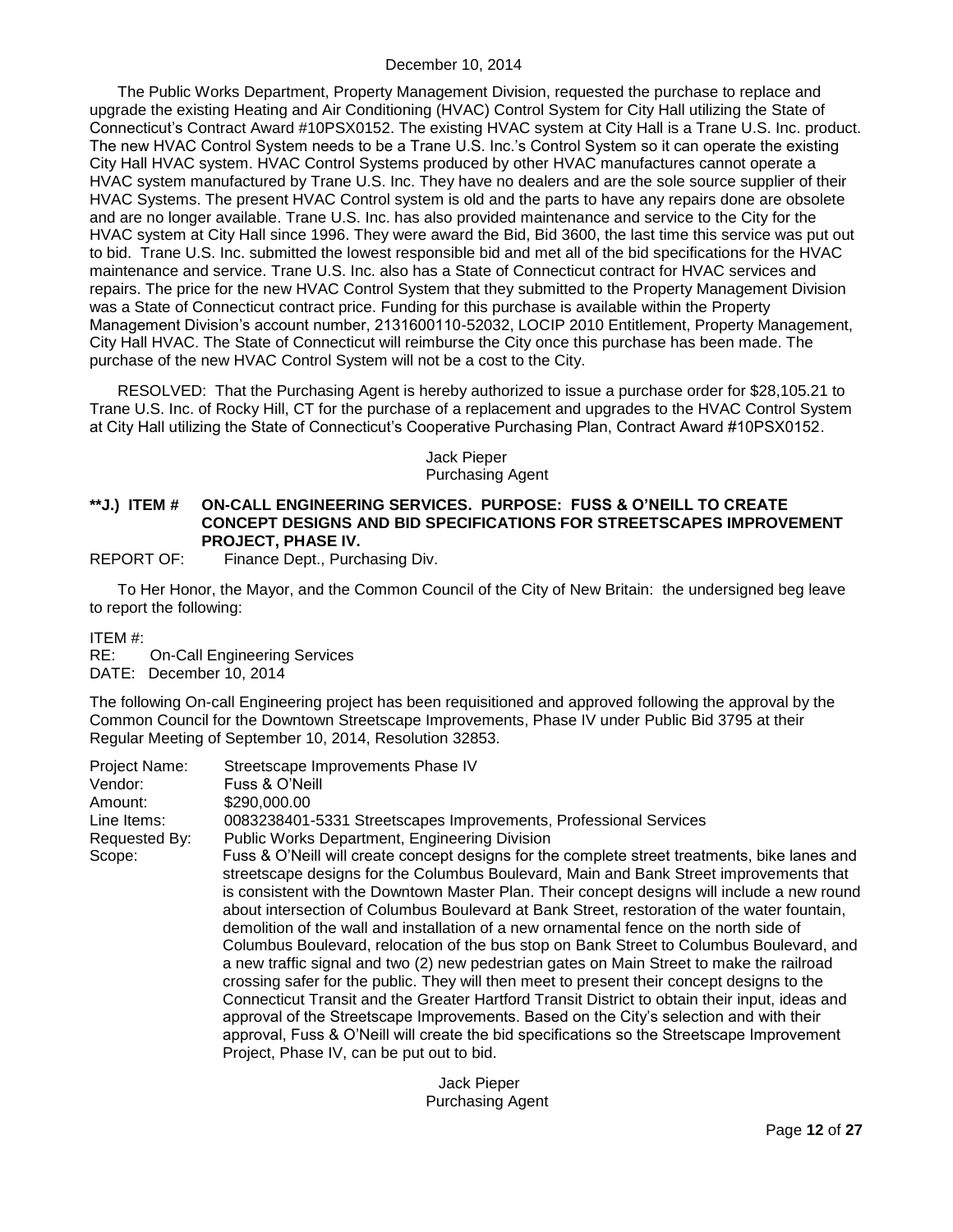The Public Works Department, Property Management Division, requested the purchase to replace and upgrade the existing Heating and Air Conditioning (HVAC) Control System for City Hall utilizing the State of Connecticut's Contract Award #10PSX0152. The existing HVAC system at City Hall is a Trane U.S. Inc. product. The new HVAC Control System needs to be a Trane U.S. Inc.'s Control System so it can operate the existing City Hall HVAC system. HVAC Control Systems produced by other HVAC manufactures cannot operate a HVAC system manufactured by Trane U.S. Inc. They have no dealers and are the sole source supplier of their HVAC Systems. The present HVAC Control system is old and the parts to have any repairs done are obsolete and are no longer available. Trane U.S. Inc. has also provided maintenance and service to the City for the HVAC system at City Hall since 1996. They were award the Bid, Bid 3600, the last time this service was put out to bid. Trane U.S. Inc. submitted the lowest responsible bid and met all of the bid specifications for the HVAC maintenance and service. Trane U.S. Inc. also has a State of Connecticut contract for HVAC services and repairs. The price for the new HVAC Control System that they submitted to the Property Management Division was a State of Connecticut contract price. Funding for this purchase is available within the Property Management Division's account number, 2131600110-52032, LOCIP 2010 Entitlement, Property Management, City Hall HVAC. The State of Connecticut will reimburse the City once this purchase has been made. The purchase of the new HVAC Control System will not be a cost to the City.

RESOLVED: That the Purchasing Agent is hereby authorized to issue a purchase order for $28,105.21 to Trane U.S. Inc. of Rocky Hill, CT for the purchase of a replacement and upgrades to the HVAC Control System at City Hall utilizing the State of Connecticut's Cooperative Purchasing Plan, Contract Award #10PSX0152.

Jack Pieper
Purchasing Agent

**\*\*J.) ITEM # ON-CALL ENGINEERING SERVICES. PURPOSE: FUSS & O'NEILL TO CREATE CONCEPT DESIGNS AND BID SPECIFICATIONS FOR STREETSCAPES IMPROVEMENT PROJECT, PHASE IV.**

REPORT OF: Finance Dept., Purchasing Div.

To Her Honor, the Mayor, and the Common Council of the City of New Britain: the undersigned beg leave to report the following:

ITEM #:
RE: On-Call Engineering Services
DATE: December 10, 2014

The following On-call Engineering project has been requisitioned and approved following the approval by the Common Council for the Downtown Streetscape Improvements, Phase IV under Public Bid 3795 at their Regular Meeting of September 10, 2014, Resolution 32853.

Project Name: Streetscape Improvements Phase IV
Vendor: Fuss & O'Neill
Amount: $290,000.00
Line Items: 0083238401-5331 Streetscapes Improvements, Professional Services
Requested By: Public Works Department, Engineering Division
Scope: Fuss & O'Neill will create concept designs for the complete street treatments, bike lanes and streetscape designs for the Columbus Boulevard, Main and Bank Street improvements that is consistent with the Downtown Master Plan. Their concept designs will include a new round about intersection of Columbus Boulevard at Bank Street, restoration of the water fountain, demolition of the wall and installation of a new ornamental fence on the north side of Columbus Boulevard, relocation of the bus stop on Bank Street to Columbus Boulevard, and a new traffic signal and two (2) new pedestrian gates on Main Street to make the railroad crossing safer for the public. They will then meet to present their concept designs to the Connecticut Transit and the Greater Hartford Transit District to obtain their input, ideas and approval of the Streetscape Improvements. Based on the City's selection and with their approval, Fuss & O'Neill will create the bid specifications so the Streetscape Improvement Project, Phase IV, can be put out to bid.

Jack Pieper
Purchasing Agent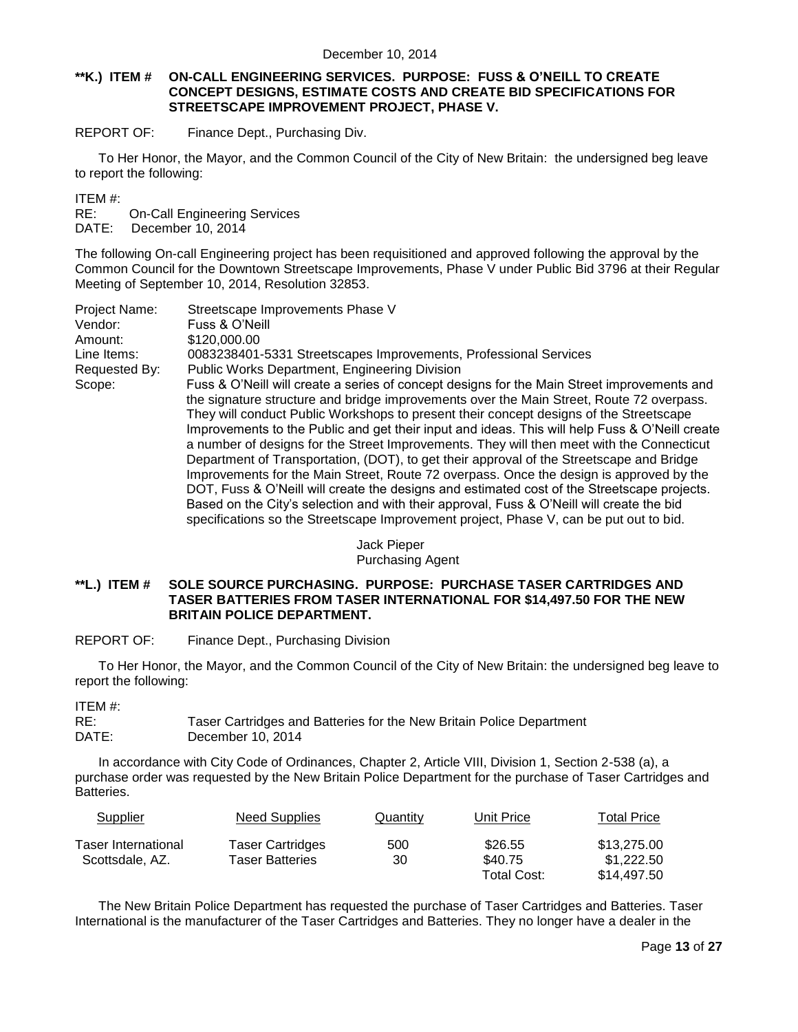**\*\*K.) ITEM # ON-CALL ENGINEERING SERVICES. PURPOSE: FUSS & O'NEILL TO CREATE CONCEPT DESIGNS, ESTIMATE COSTS AND CREATE BID SPECIFICATIONS FOR STREETSCAPE IMPROVEMENT PROJECT, PHASE V.**

REPORT OF: Finance Dept., Purchasing Div.

To Her Honor, the Mayor, and the Common Council of the City of New Britain: the undersigned beg leave to report the following:

ITEM #:
RE: On-Call Engineering Services
DATE: December 10, 2014

The following On-call Engineering project has been requisitioned and approved following the approval by the Common Council for the Downtown Streetscape Improvements, Phase V under Public Bid 3796 at their Regular Meeting of September 10, 2014, Resolution 32853.

Project Name: Streetscape Improvements Phase V
Vendor: Fuss & O'Neill
Amount: $120,000.00
Line Items: 0083238401-5331 Streetscapes Improvements, Professional Services
Requested By: Public Works Department, Engineering Division
Scope: Fuss & O'Neill will create a series of concept designs for the Main Street improvements and the signature structure and bridge improvements over the Main Street, Route 72 overpass. They will conduct Public Workshops to present their concept designs of the Streetscape Improvements to the Public and get their input and ideas. This will help Fuss & O'Neill create a number of designs for the Street Improvements. They will then meet with the Connecticut Department of Transportation, (DOT), to get their approval of the Streetscape and Bridge Improvements for the Main Street, Route 72 overpass. Once the design is approved by the DOT, Fuss & O'Neill will create the designs and estimated cost of the Streetscape projects. Based on the City's selection and with their approval, Fuss & O'Neill will create the bid specifications so the Streetscape Improvement project, Phase V, can be put out to bid.

Jack Pieper
Purchasing Agent

**\*\*L.) ITEM # SOLE SOURCE PURCHASING. PURPOSE: PURCHASE TASER CARTRIDGES AND TASER BATTERIES FROM TASER INTERNATIONAL FOR $14,497.50 FOR THE NEW BRITAIN POLICE DEPARTMENT.**

REPORT OF: Finance Dept., Purchasing Division

To Her Honor, the Mayor, and the Common Council of the City of New Britain: the undersigned beg leave to report the following:

ITEM #:
RE: Taser Cartridges and Batteries for the New Britain Police Department
DATE: December 10, 2014

In accordance with City Code of Ordinances, Chapter 2, Article VIII, Division 1, Section 2-538 (a), a purchase order was requested by the New Britain Police Department for the purchase of Taser Cartridges and Batteries.

| Supplier | Need Supplies | Quantity | Unit Price | Total Price |
|---|---|---|---|---|
| Taser International | Taser Cartridges | 500 | $26.55 | $13,275.00 |
| Scottsdale, AZ. | Taser Batteries | 30 | $40.75 | $1,222.50 |
| | | | Total Cost: | $14,497.50 |

The New Britain Police Department has requested the purchase of Taser Cartridges and Batteries. Taser International is the manufacturer of the Taser Cartridges and Batteries. They no longer have a dealer in the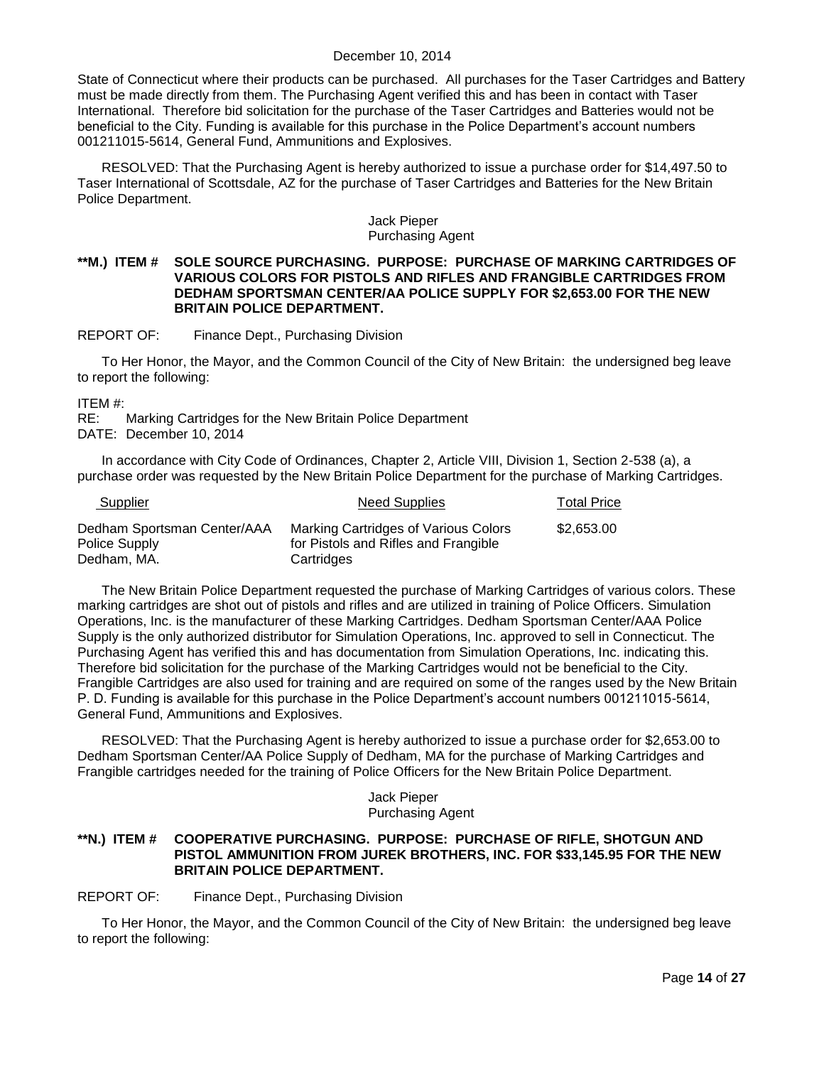State of Connecticut where their products can be purchased. All purchases for the Taser Cartridges and Battery must be made directly from them. The Purchasing Agent verified this and has been in contact with Taser International. Therefore bid solicitation for the purchase of the Taser Cartridges and Batteries would not be beneficial to the City. Funding is available for this purchase in the Police Department's account numbers 001211015-5614, General Fund, Ammunitions and Explosives.

RESOLVED: That the Purchasing Agent is hereby authorized to issue a purchase order for $14,497.50 to Taser International of Scottsdale, AZ for the purchase of Taser Cartridges and Batteries for the New Britain Police Department.

Jack Pieper
Purchasing Agent

**\*\*M.) ITEM # SOLE SOURCE PURCHASING. PURPOSE: PURCHASE OF MARKING CARTRIDGES OF VARIOUS COLORS FOR PISTOLS AND RIFLES AND FRANGIBLE CARTRIDGES FROM DEDHAM SPORTSMAN CENTER/AA POLICE SUPPLY FOR $2,653.00 FOR THE NEW BRITAIN POLICE DEPARTMENT.**

REPORT OF: Finance Dept., Purchasing Division

To Her Honor, the Mayor, and the Common Council of the City of New Britain: the undersigned beg leave to report the following:

ITEM #:
RE: Marking Cartridges for the New Britain Police Department
DATE: December 10, 2014

In accordance with City Code of Ordinances, Chapter 2, Article VIII, Division 1, Section 2-538 (a), a purchase order was requested by the New Britain Police Department for the purchase of Marking Cartridges.

| Supplier | Need Supplies | Total Price |
|---|---|---|
| Dedham Sportsman Center/AAA Police Supply Dedham, MA. | Marking Cartridges of Various Colors for Pistols and Rifles and Frangible Cartridges | $2,653.00 |

The New Britain Police Department requested the purchase of Marking Cartridges of various colors. These marking cartridges are shot out of pistols and rifles and are utilized in training of Police Officers. Simulation Operations, Inc. is the manufacturer of these Marking Cartridges. Dedham Sportsman Center/AAA Police Supply is the only authorized distributor for Simulation Operations, Inc. approved to sell in Connecticut. The Purchasing Agent has verified this and has documentation from Simulation Operations, Inc. indicating this. Therefore bid solicitation for the purchase of the Marking Cartridges would not be beneficial to the City. Frangible Cartridges are also used for training and are required on some of the ranges used by the New Britain P. D. Funding is available for this purchase in the Police Department's account numbers 001211015-5614, General Fund, Ammunitions and Explosives.

RESOLVED: That the Purchasing Agent is hereby authorized to issue a purchase order for $2,653.00 to Dedham Sportsman Center/AA Police Supply of Dedham, MA for the purchase of Marking Cartridges and Frangible cartridges needed for the training of Police Officers for the New Britain Police Department.

Jack Pieper
Purchasing Agent

**\*\*N.) ITEM # COOPERATIVE PURCHASING. PURPOSE: PURCHASE OF RIFLE, SHOTGUN AND PISTOL AMMUNITION FROM JUREK BROTHERS, INC. FOR $33,145.95 FOR THE NEW BRITAIN POLICE DEPARTMENT.**

REPORT OF: Finance Dept., Purchasing Division

To Her Honor, the Mayor, and the Common Council of the City of New Britain: the undersigned beg leave to report the following: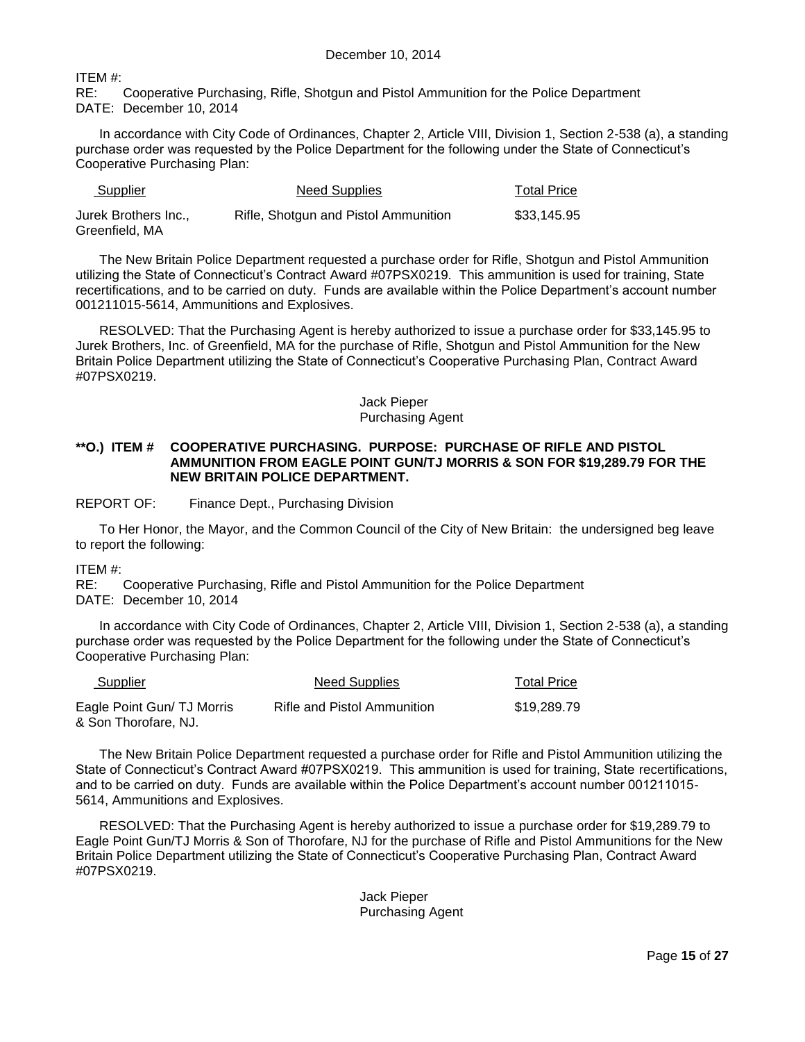ITEM #:
RE: Cooperative Purchasing, Rifle, Shotgun and Pistol Ammunition for the Police Department
DATE: December 10, 2014

In accordance with City Code of Ordinances, Chapter 2, Article VIII, Division 1, Section 2-538 (a), a standing purchase order was requested by the Police Department for the following under the State of Connecticut's Cooperative Purchasing Plan:

| Supplier | Need Supplies | Total Price |
|---|---|---|
| Jurek Brothers Inc., Greenfield, MA | Rifle, Shotgun and Pistol Ammunition | \$33,145.95 |

The New Britain Police Department requested a purchase order for Rifle, Shotgun and Pistol Ammunition utilizing the State of Connecticut's Contract Award #07PSX0219. This ammunition is used for training, State recertifications, and to be carried on duty. Funds are available within the Police Department's account number 001211015-5614, Ammunitions and Explosives.

RESOLVED: That the Purchasing Agent is hereby authorized to issue a purchase order for \$33,145.95 to Jurek Brothers, Inc. of Greenfield, MA for the purchase of Rifle, Shotgun and Pistol Ammunition for the New Britain Police Department utilizing the State of Connecticut's Cooperative Purchasing Plan, Contract Award #07PSX0219.

Jack Pieper
Purchasing Agent

**\*\*O.) ITEM # COOPERATIVE PURCHASING. PURPOSE: PURCHASE OF RIFLE AND PISTOL AMMUNITION FROM EAGLE POINT GUN/TJ MORRIS & SON FOR \$19,289.79 FOR THE NEW BRITAIN POLICE DEPARTMENT.**

REPORT OF: Finance Dept., Purchasing Division

To Her Honor, the Mayor, and the Common Council of the City of New Britain: the undersigned beg leave to report the following:

ITEM #:
RE: Cooperative Purchasing, Rifle and Pistol Ammunition for the Police Department
DATE: December 10, 2014

In accordance with City Code of Ordinances, Chapter 2, Article VIII, Division 1, Section 2-538 (a), a standing purchase order was requested by the Police Department for the following under the State of Connecticut's Cooperative Purchasing Plan:

| Supplier | Need Supplies | Total Price |
|---|---|---|
| Eagle Point Gun/ TJ Morris & Son Thorofare, NJ. | Rifle and Pistol Ammunition | \$19,289.79 |

The New Britain Police Department requested a purchase order for Rifle and Pistol Ammunition utilizing the State of Connecticut's Contract Award #07PSX0219. This ammunition is used for training, State recertifications, and to be carried on duty. Funds are available within the Police Department's account number 001211015-5614, Ammunitions and Explosives.

RESOLVED: That the Purchasing Agent is hereby authorized to issue a purchase order for \$19,289.79 to Eagle Point Gun/TJ Morris & Son of Thorofare, NJ for the purchase of Rifle and Pistol Ammunitions for the New Britain Police Department utilizing the State of Connecticut's Cooperative Purchasing Plan, Contract Award #07PSX0219.

Jack Pieper
Purchasing Agent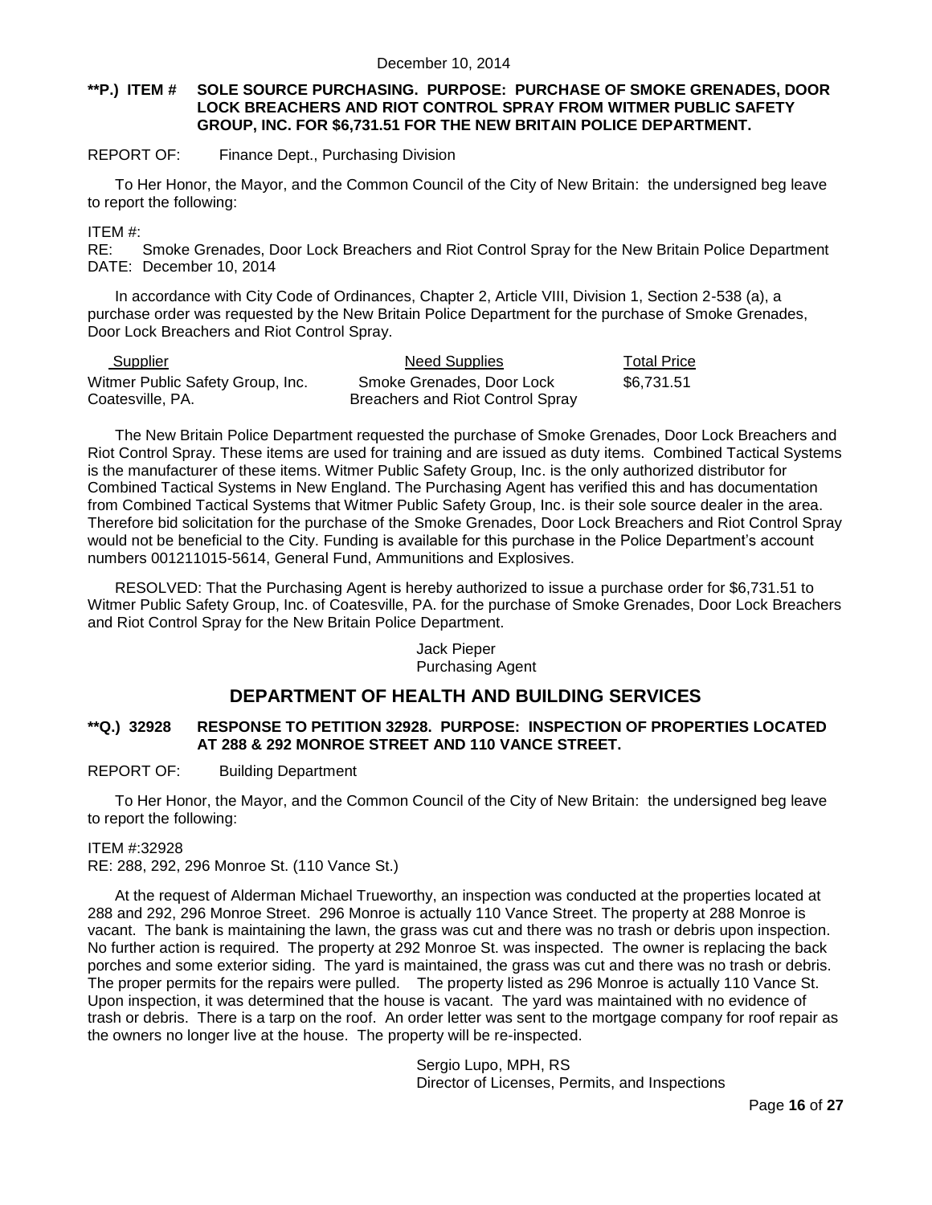December 10, 2014

**\*\*P.) ITEM # SOLE SOURCE PURCHASING. PURPOSE: PURCHASE OF SMOKE GRENADES, DOOR LOCK BREACHERS AND RIOT CONTROL SPRAY FROM WITMER PUBLIC SAFETY GROUP, INC. FOR $6,731.51 FOR THE NEW BRITAIN POLICE DEPARTMENT.**

REPORT OF: Finance Dept., Purchasing Division

To Her Honor, the Mayor, and the Common Council of the City of New Britain: the undersigned beg leave to report the following:

ITEM #:
RE: Smoke Grenades, Door Lock Breachers and Riot Control Spray for the New Britain Police Department
DATE: December 10, 2014

In accordance with City Code of Ordinances, Chapter 2, Article VIII, Division 1, Section 2-538 (a), a purchase order was requested by the New Britain Police Department for the purchase of Smoke Grenades, Door Lock Breachers and Riot Control Spray.

| Supplier | Need Supplies | Total Price |
|---|---|---|
| Witmer Public Safety Group, Inc. Coatesville, PA. | Smoke Grenades, Door Lock Breachers and Riot Control Spray | $6,731.51 |

The New Britain Police Department requested the purchase of Smoke Grenades, Door Lock Breachers and Riot Control Spray. These items are used for training and are issued as duty items. Combined Tactical Systems is the manufacturer of these items. Witmer Public Safety Group, Inc. is the only authorized distributor for Combined Tactical Systems in New England. The Purchasing Agent has verified this and has documentation from Combined Tactical Systems that Witmer Public Safety Group, Inc. is their sole source dealer in the area. Therefore bid solicitation for the purchase of the Smoke Grenades, Door Lock Breachers and Riot Control Spray would not be beneficial to the City. Funding is available for this purchase in the Police Department's account numbers 001211015-5614, General Fund, Ammunitions and Explosives.

RESOLVED: That the Purchasing Agent is hereby authorized to issue a purchase order for $6,731.51 to Witmer Public Safety Group, Inc. of Coatesville, PA. for the purchase of Smoke Grenades, Door Lock Breachers and Riot Control Spray for the New Britain Police Department.

Jack Pieper
Purchasing Agent

## DEPARTMENT OF HEALTH AND BUILDING SERVICES

**\*\*Q.) 32928 RESPONSE TO PETITION 32928. PURPOSE: INSPECTION OF PROPERTIES LOCATED AT 288 & 292 MONROE STREET AND 110 VANCE STREET.**

REPORT OF: Building Department

To Her Honor, the Mayor, and the Common Council of the City of New Britain: the undersigned beg leave to report the following:

ITEM #:32928
RE: 288, 292, 296 Monroe St. (110 Vance St.)

At the request of Alderman Michael Trueworthy, an inspection was conducted at the properties located at 288 and 292, 296 Monroe Street. 296 Monroe is actually 110 Vance Street. The property at 288 Monroe is vacant. The bank is maintaining the lawn, the grass was cut and there was no trash or debris upon inspection. No further action is required. The property at 292 Monroe St. was inspected. The owner is replacing the back porches and some exterior siding. The yard is maintained, the grass was cut and there was no trash or debris. The proper permits for the repairs were pulled. The property listed as 296 Monroe is actually 110 Vance St. Upon inspection, it was determined that the house is vacant. The yard was maintained with no evidence of trash or debris. There is a tarp on the roof. An order letter was sent to the mortgage company for roof repair as the owners no longer live at the house. The property will be re-inspected.

Sergio Lupo, MPH, RS
Director of Licenses, Permits, and Inspections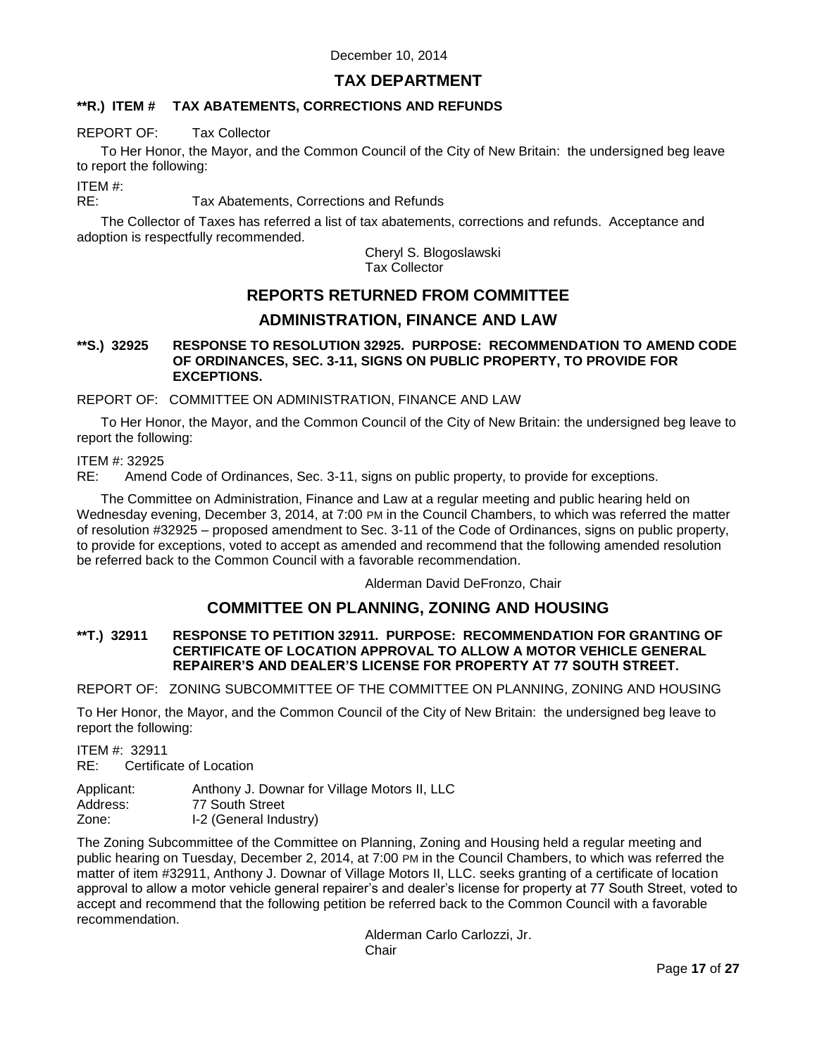December 10, 2014

## TAX DEPARTMENT

**\*\*R.) ITEM # TAX ABATEMENTS, CORRECTIONS AND REFUNDS**

REPORT OF: Tax Collector

To Her Honor, the Mayor, and the Common Council of the City of New Britain: the undersigned beg leave to report the following:

ITEM #:
RE: Tax Abatements, Corrections and Refunds

The Collector of Taxes has referred a list of tax abatements, corrections and refunds. Acceptance and adoption is respectfully recommended.

Cheryl S. Blogoslawski
Tax Collector

## REPORTS RETURNED FROM COMMITTEE

## ADMINISTRATION, FINANCE AND LAW

**\*\*S.) 32925 RESPONSE TO RESOLUTION 32925. PURPOSE: RECOMMENDATION TO AMEND CODE OF ORDINANCES, SEC. 3-11, SIGNS ON PUBLIC PROPERTY, TO PROVIDE FOR EXCEPTIONS.**

REPORT OF: COMMITTEE ON ADMINISTRATION, FINANCE AND LAW

To Her Honor, the Mayor, and the Common Council of the City of New Britain: the undersigned beg leave to report the following:

ITEM #: 32925
RE: Amend Code of Ordinances, Sec. 3-11, signs on public property, to provide for exceptions.

The Committee on Administration, Finance and Law at a regular meeting and public hearing held on Wednesday evening, December 3, 2014, at 7:00 PM in the Council Chambers, to which was referred the matter of resolution #32925 – proposed amendment to Sec. 3-11 of the Code of Ordinances, signs on public property, to provide for exceptions, voted to accept as amended and recommend that the following amended resolution be referred back to the Common Council with a favorable recommendation.

Alderman David DeFronzo, Chair

## COMMITTEE ON PLANNING, ZONING AND HOUSING

**\*\*T.) 32911 RESPONSE TO PETITION 32911. PURPOSE: RECOMMENDATION FOR GRANTING OF CERTIFICATE OF LOCATION APPROVAL TO ALLOW A MOTOR VEHICLE GENERAL REPAIRER'S AND DEALER'S LICENSE FOR PROPERTY AT 77 SOUTH STREET.**

REPORT OF: ZONING SUBCOMMITTEE OF THE COMMITTEE ON PLANNING, ZONING AND HOUSING

To Her Honor, the Mayor, and the Common Council of the City of New Britain: the undersigned beg leave to report the following:

ITEM #: 32911
RE: Certificate of Location

Applicant: Anthony J. Downar for Village Motors II, LLC
Address: 77 South Street
Zone: I-2 (General Industry)

The Zoning Subcommittee of the Committee on Planning, Zoning and Housing held a regular meeting and public hearing on Tuesday, December 2, 2014, at 7:00 PM in the Council Chambers, to which was referred the matter of item #32911, Anthony J. Downar of Village Motors II, LLC. seeks granting of a certificate of location approval to allow a motor vehicle general repairer's and dealer's license for property at 77 South Street, voted to accept and recommend that the following petition be referred back to the Common Council with a favorable recommendation.

Alderman Carlo Carlozzi, Jr.
Chair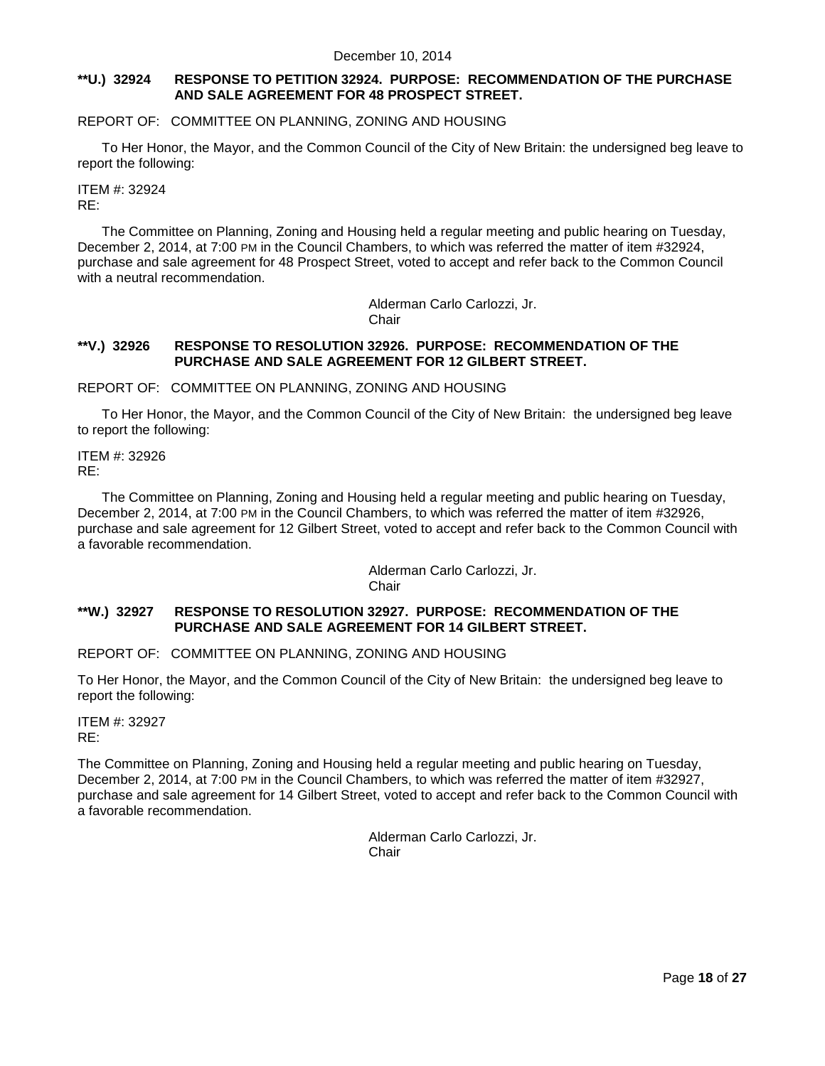**\*\*U.) 32924 RESPONSE TO PETITION 32924. PURPOSE: RECOMMENDATION OF THE PURCHASE AND SALE AGREEMENT FOR 48 PROSPECT STREET.**

REPORT OF: COMMITTEE ON PLANNING, ZONING AND HOUSING

To Her Honor, the Mayor, and the Common Council of the City of New Britain: the undersigned beg leave to report the following:

ITEM #: 32924
RE:

The Committee on Planning, Zoning and Housing held a regular meeting and public hearing on Tuesday, December 2, 2014, at 7:00 PM in the Council Chambers, to which was referred the matter of item #32924, purchase and sale agreement for 48 Prospect Street, voted to accept and refer back to the Common Council with a neutral recommendation.

Alderman Carlo Carlozzi, Jr.
Chair

**\*\*V.) 32926 RESPONSE TO RESOLUTION 32926. PURPOSE: RECOMMENDATION OF THE PURCHASE AND SALE AGREEMENT FOR 12 GILBERT STREET.**

REPORT OF: COMMITTEE ON PLANNING, ZONING AND HOUSING

To Her Honor, the Mayor, and the Common Council of the City of New Britain: the undersigned beg leave to report the following:

ITEM #: 32926
RE:

The Committee on Planning, Zoning and Housing held a regular meeting and public hearing on Tuesday, December 2, 2014, at 7:00 PM in the Council Chambers, to which was referred the matter of item #32926, purchase and sale agreement for 12 Gilbert Street, voted to accept and refer back to the Common Council with a favorable recommendation.

Alderman Carlo Carlozzi, Jr.
Chair

**\*\*W.) 32927 RESPONSE TO RESOLUTION 32927. PURPOSE: RECOMMENDATION OF THE PURCHASE AND SALE AGREEMENT FOR 14 GILBERT STREET.**

REPORT OF: COMMITTEE ON PLANNING, ZONING AND HOUSING

To Her Honor, the Mayor, and the Common Council of the City of New Britain: the undersigned beg leave to report the following:

ITEM #: 32927
RE:

The Committee on Planning, Zoning and Housing held a regular meeting and public hearing on Tuesday, December 2, 2014, at 7:00 PM in the Council Chambers, to which was referred the matter of item #32927, purchase and sale agreement for 14 Gilbert Street, voted to accept and refer back to the Common Council with a favorable recommendation.

Alderman Carlo Carlozzi, Jr.
Chair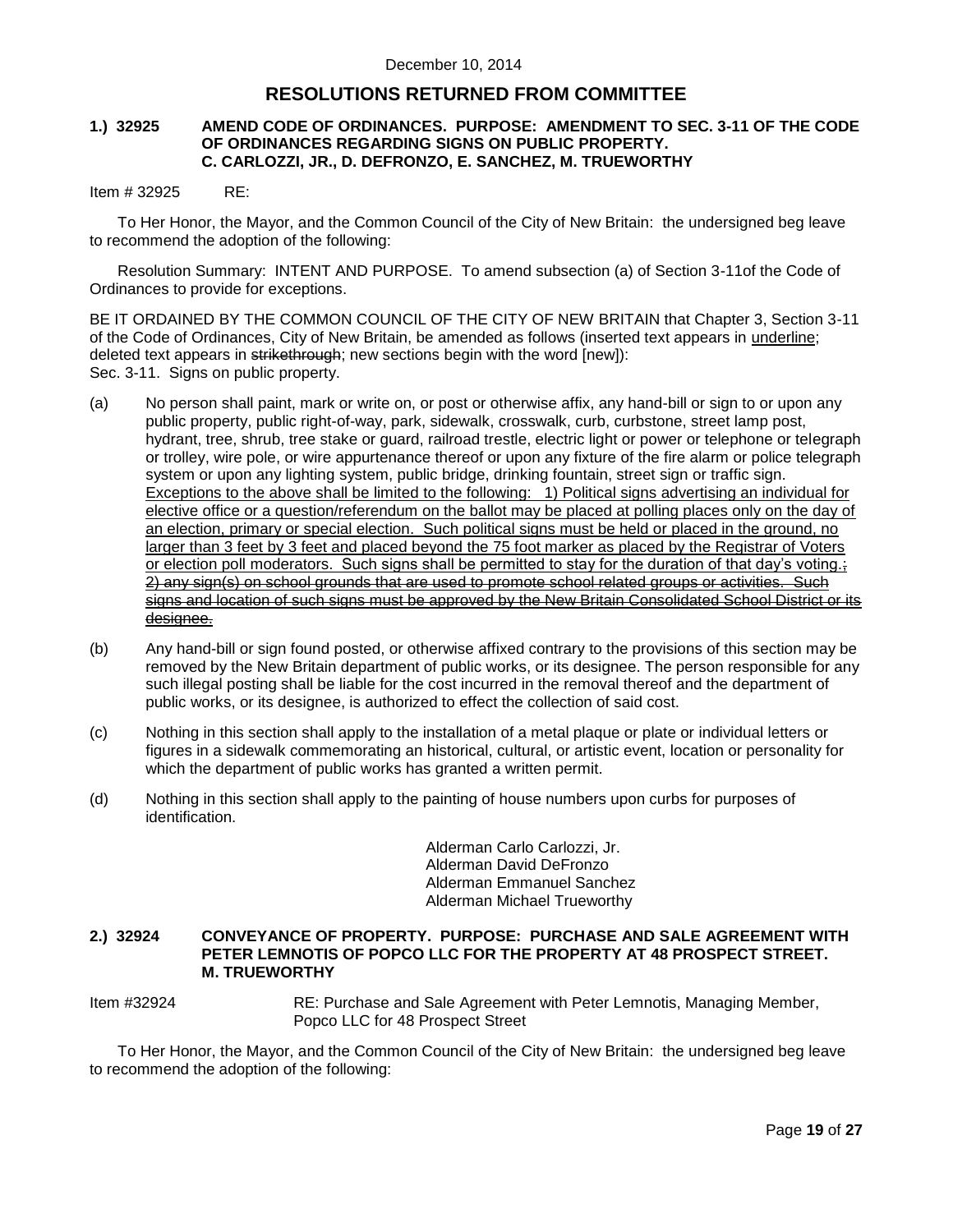December 10, 2014

## RESOLUTIONS RETURNED FROM COMMITTEE

### 1.) 32925 AMEND CODE OF ORDINANCES. PURPOSE: AMENDMENT TO SEC. 3-11 OF THE CODE OF ORDINANCES REGARDING SIGNS ON PUBLIC PROPERTY. C. CARLOZZI, JR., D. DEFRONZO, E. SANCHEZ, M. TRUEWORTHY

Item # 32925 RE:

To Her Honor, the Mayor, and the Common Council of the City of New Britain: the undersigned beg leave to recommend the adoption of the following:

Resolution Summary: INTENT AND PURPOSE. To amend subsection (a) of Section 3-11of the Code of Ordinances to provide for exceptions.

BE IT ORDAINED BY THE COMMON COUNCIL OF THE CITY OF NEW BRITAIN that Chapter 3, Section 3-11 of the Code of Ordinances, City of New Britain, be amended as follows (inserted text appears in <u>underline</u>; deleted text appears in ~~strikethrough~~; new sections begin with the word [new]):
Sec. 3-11. Signs on public property.

(a) No person shall paint, mark or write on, or post or otherwise affix, any hand-bill or sign to or upon any public property, public right-of-way, park, sidewalk, crosswalk, curb, curbstone, street lamp post, hydrant, tree, shrub, tree stake or guard, railroad trestle, electric light or power or telephone or telegraph or trolley, wire pole, or wire appurtenance thereof or upon any fixture of the fire alarm or police telegraph system or upon any lighting system, public bridge, drinking fountain, street sign or traffic sign. <u>Exceptions to the above shall be limited to the following: 1) Political signs advertising an individual for elective office or a question/referendum on the ballot may be placed at polling places only on the day of an election, primary or special election. Such political signs must be held or placed in the ground, no larger than 3 feet by 3 feet and placed beyond the 75 foot marker as placed by the Registrar of Voters or election poll moderators. Such signs shall be permitted to stay for the duration of that day's voting.</u>~~; 2) any sign(s) on school grounds that are used to promote school related groups or activities. Such signs and location of such signs must be approved by the New Britain Consolidated School District or its designee.~~

(b) Any hand-bill or sign found posted, or otherwise affixed contrary to the provisions of this section may be removed by the New Britain department of public works, or its designee. The person responsible for any such illegal posting shall be liable for the cost incurred in the removal thereof and the department of public works, or its designee, is authorized to effect the collection of said cost.

(c) Nothing in this section shall apply to the installation of a metal plaque or plate or individual letters or figures in a sidewalk commemorating an historical, cultural, or artistic event, location or personality for which the department of public works has granted a written permit.

(d) Nothing in this section shall apply to the painting of house numbers upon curbs for purposes of identification.

Alderman Carlo Carlozzi, Jr.
Alderman David DeFronzo
Alderman Emmanuel Sanchez
Alderman Michael Trueworthy

### 2.) 32924 CONVEYANCE OF PROPERTY. PURPOSE: PURCHASE AND SALE AGREEMENT WITH PETER LEMNOTIS OF POPCO LLC FOR THE PROPERTY AT 48 PROSPECT STREET. M. TRUEWORTHY

Item #32924 RE: Purchase and Sale Agreement with Peter Lemnotis, Managing Member, Popco LLC for 48 Prospect Street

To Her Honor, the Mayor, and the Common Council of the City of New Britain: the undersigned beg leave to recommend the adoption of the following: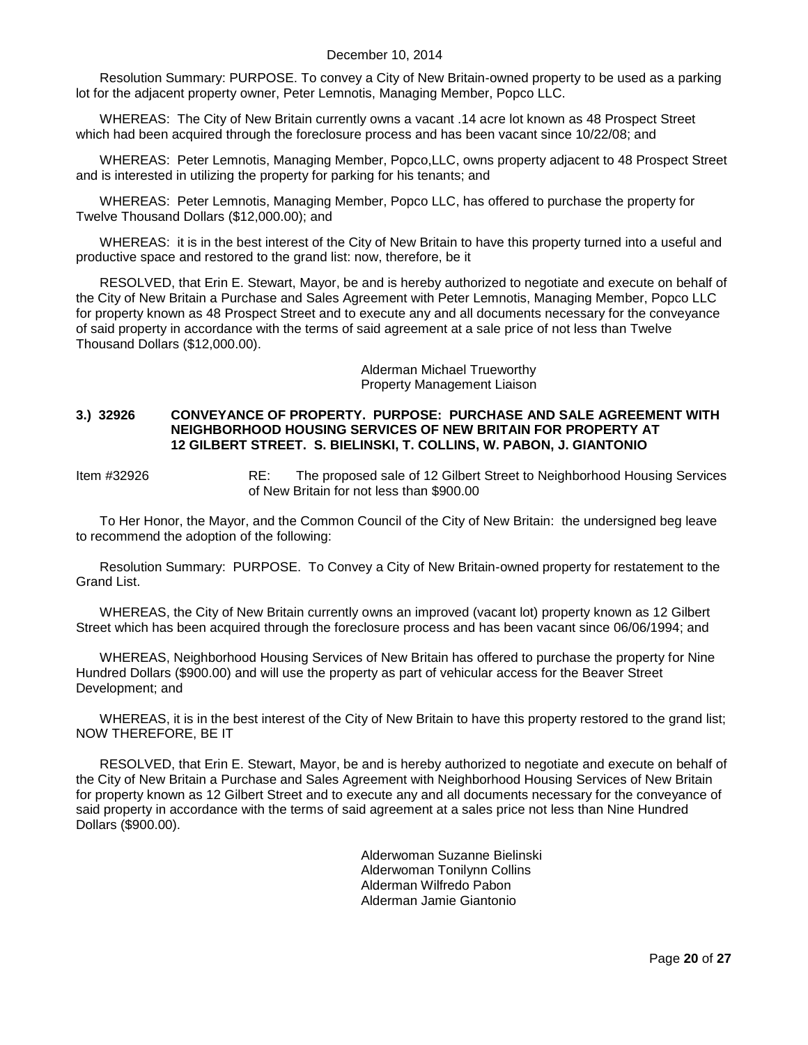Resolution Summary: PURPOSE. To convey a City of New Britain-owned property to be used as a parking lot for the adjacent property owner, Peter Lemnotis, Managing Member, Popco LLC.

WHEREAS: The City of New Britain currently owns a vacant .14 acre lot known as 48 Prospect Street which had been acquired through the foreclosure process and has been vacant since 10/22/08; and

WHEREAS: Peter Lemnotis, Managing Member, Popco,LLC, owns property adjacent to 48 Prospect Street and is interested in utilizing the property for parking for his tenants; and

WHEREAS: Peter Lemnotis, Managing Member, Popco LLC, has offered to purchase the property for Twelve Thousand Dollars ($12,000.00); and

WHEREAS: it is in the best interest of the City of New Britain to have this property turned into a useful and productive space and restored to the grand list: now, therefore, be it

RESOLVED, that Erin E. Stewart, Mayor, be and is hereby authorized to negotiate and execute on behalf of the City of New Britain a Purchase and Sales Agreement with Peter Lemnotis, Managing Member, Popco LLC for property known as 48 Prospect Street and to execute any and all documents necessary for the conveyance of said property in accordance with the terms of said agreement at a sale price of not less than Twelve Thousand Dollars ($12,000.00).

Alderman Michael Trueworthy
Property Management Liaison

**3.) 32926 CONVEYANCE OF PROPERTY. PURPOSE: PURCHASE AND SALE AGREEMENT WITH NEIGHBORHOOD HOUSING SERVICES OF NEW BRITAIN FOR PROPERTY AT 12 GILBERT STREET. S. BIELINSKI, T. COLLINS, W. PABON, J. GIANTONIO**

Item #32926 RE: The proposed sale of 12 Gilbert Street to Neighborhood Housing Services of New Britain for not less than $900.00

To Her Honor, the Mayor, and the Common Council of the City of New Britain: the undersigned beg leave to recommend the adoption of the following:

Resolution Summary: PURPOSE. To Convey a City of New Britain-owned property for restatement to the Grand List.

WHEREAS, the City of New Britain currently owns an improved (vacant lot) property known as 12 Gilbert Street which has been acquired through the foreclosure process and has been vacant since 06/06/1994; and

WHEREAS, Neighborhood Housing Services of New Britain has offered to purchase the property for Nine Hundred Dollars ($900.00) and will use the property as part of vehicular access for the Beaver Street Development; and

WHEREAS, it is in the best interest of the City of New Britain to have this property restored to the grand list; NOW THEREFORE, BE IT

RESOLVED, that Erin E. Stewart, Mayor, be and is hereby authorized to negotiate and execute on behalf of the City of New Britain a Purchase and Sales Agreement with Neighborhood Housing Services of New Britain for property known as 12 Gilbert Street and to execute any and all documents necessary for the conveyance of said property in accordance with the terms of said agreement at a sales price not less than Nine Hundred Dollars ($900.00).

Alderwoman Suzanne Bielinski
Alderwoman Tonilynn Collins
Alderman Wilfredo Pabon
Alderman Jamie Giantonio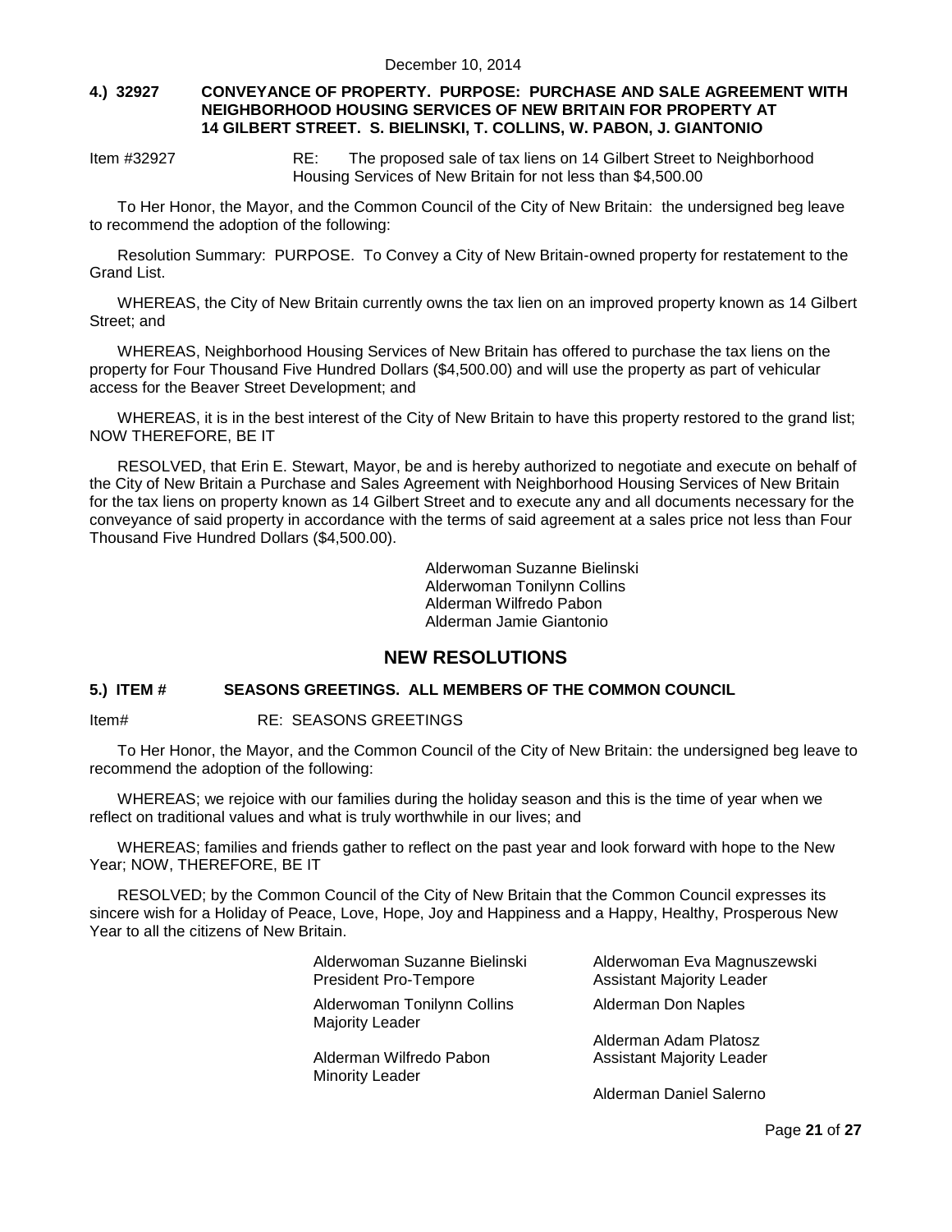**4.) 32927 CONVEYANCE OF PROPERTY. PURPOSE: PURCHASE AND SALE AGREEMENT WITH NEIGHBORHOOD HOUSING SERVICES OF NEW BRITAIN FOR PROPERTY AT 14 GILBERT STREET. S. BIELINSKI, T. COLLINS, W. PABON, J. GIANTONIO**

Item #32927 RE: The proposed sale of tax liens on 14 Gilbert Street to Neighborhood Housing Services of New Britain for not less than $4,500.00

To Her Honor, the Mayor, and the Common Council of the City of New Britain: the undersigned beg leave to recommend the adoption of the following:

Resolution Summary: PURPOSE. To Convey a City of New Britain-owned property for restatement to the Grand List.

WHEREAS, the City of New Britain currently owns the tax lien on an improved property known as 14 Gilbert Street; and

WHEREAS, Neighborhood Housing Services of New Britain has offered to purchase the tax liens on the property for Four Thousand Five Hundred Dollars ($4,500.00) and will use the property as part of vehicular access for the Beaver Street Development; and

WHEREAS, it is in the best interest of the City of New Britain to have this property restored to the grand list; NOW THEREFORE, BE IT

RESOLVED, that Erin E. Stewart, Mayor, be and is hereby authorized to negotiate and execute on behalf of the City of New Britain a Purchase and Sales Agreement with Neighborhood Housing Services of New Britain for the tax liens on property known as 14 Gilbert Street and to execute any and all documents necessary for the conveyance of said property in accordance with the terms of said agreement at a sales price not less than Four Thousand Five Hundred Dollars ($4,500.00).

Alderwoman Suzanne Bielinski
Alderwoman Tonilynn Collins
Alderman Wilfredo Pabon
Alderman Jamie Giantonio

## NEW RESOLUTIONS

**5.) ITEM # SEASONS GREETINGS. ALL MEMBERS OF THE COMMON COUNCIL**

Item# RE: SEASONS GREETINGS

To Her Honor, the Mayor, and the Common Council of the City of New Britain: the undersigned beg leave to recommend the adoption of the following:

WHEREAS; we rejoice with our families during the holiday season and this is the time of year when we reflect on traditional values and what is truly worthwhile in our lives; and

WHEREAS; families and friends gather to reflect on the past year and look forward with hope to the New Year; NOW, THEREFORE, BE IT

RESOLVED; by the Common Council of the City of New Britain that the Common Council expresses its sincere wish for a Holiday of Peace, Love, Hope, Joy and Happiness and a Happy, Healthy, Prosperous New Year to all the citizens of New Britain.

Alderwoman Suzanne Bielinski
President Pro-Tempore

Alderwoman Tonilynn Collins
Majority Leader

Alderman Wilfredo Pabon
Minority Leader

Alderwoman Eva Magnuszewski
Assistant Majority Leader

Alderman Don Naples

Alderman Adam Platosz
Assistant Majority Leader

Alderman Daniel Salerno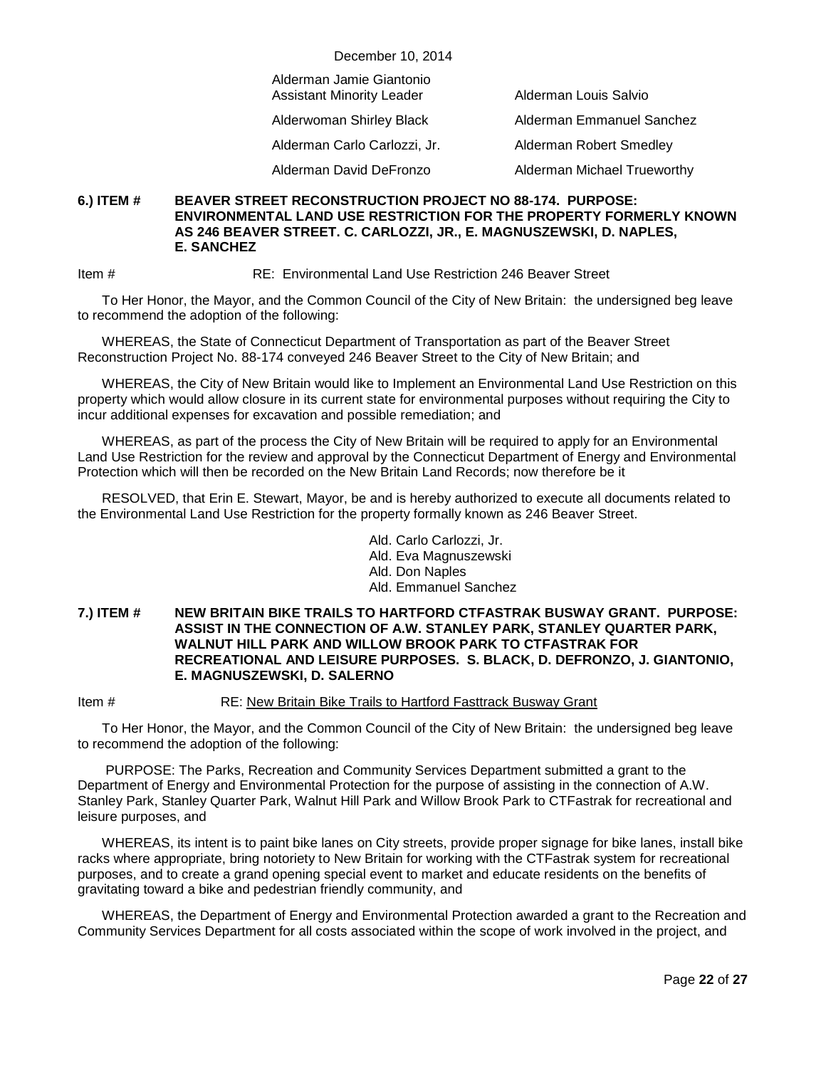December 10, 2014

| | |
|---|---|
| Alderman Jamie Giantonio<br>Assistant Minority Leader | Alderman Louis Salvio |
| Alderwoman Shirley Black | Alderman Emmanuel Sanchez |
| Alderman Carlo Carlozzi, Jr. | Alderman Robert Smedley |
| Alderman David DeFronzo | Alderman Michael Trueworthy |

**6.) ITEM # BEAVER STREET RECONSTRUCTION PROJECT NO 88-174. PURPOSE: ENVIRONMENTAL LAND USE RESTRICTION FOR THE PROPERTY FORMERLY KNOWN AS 246 BEAVER STREET. C. CARLOZZI, JR., E. MAGNUSZEWSKI, D. NAPLES, E. SANCHEZ**

Item # RE: Environmental Land Use Restriction 246 Beaver Street

To Her Honor, the Mayor, and the Common Council of the City of New Britain: the undersigned beg leave to recommend the adoption of the following:

WHEREAS, the State of Connecticut Department of Transportation as part of the Beaver Street Reconstruction Project No. 88-174 conveyed 246 Beaver Street to the City of New Britain; and

WHEREAS, the City of New Britain would like to Implement an Environmental Land Use Restriction on this property which would allow closure in its current state for environmental purposes without requiring the City to incur additional expenses for excavation and possible remediation; and

WHEREAS, as part of the process the City of New Britain will be required to apply for an Environmental Land Use Restriction for the review and approval by the Connecticut Department of Energy and Environmental Protection which will then be recorded on the New Britain Land Records; now therefore be it

RESOLVED, that Erin E. Stewart, Mayor, be and is hereby authorized to execute all documents related to the Environmental Land Use Restriction for the property formally known as 246 Beaver Street.

Ald. Carlo Carlozzi, Jr.
Ald. Eva Magnuszewski
Ald. Don Naples
Ald. Emmanuel Sanchez

**7.) ITEM # NEW BRITAIN BIKE TRAILS TO HARTFORD CTFASTRAK BUSWAY GRANT. PURPOSE: ASSIST IN THE CONNECTION OF A.W. STANLEY PARK, STANLEY QUARTER PARK, WALNUT HILL PARK AND WILLOW BROOK PARK TO CTFASTRAK FOR RECREATIONAL AND LEISURE PURPOSES. S. BLACK, D. DEFRONZO, J. GIANTONIO, E. MAGNUSZEWSKI, D. SALERNO**

Item # RE: New Britain Bike Trails to Hartford Fasttrack Busway Grant

To Her Honor, the Mayor, and the Common Council of the City of New Britain: the undersigned beg leave to recommend the adoption of the following:

PURPOSE: The Parks, Recreation and Community Services Department submitted a grant to the Department of Energy and Environmental Protection for the purpose of assisting in the connection of A.W. Stanley Park, Stanley Quarter Park, Walnut Hill Park and Willow Brook Park to CTFastrak for recreational and leisure purposes, and

WHEREAS, its intent is to paint bike lanes on City streets, provide proper signage for bike lanes, install bike racks where appropriate, bring notoriety to New Britain for working with the CTFastrak system for recreational purposes, and to create a grand opening special event to market and educate residents on the benefits of gravitating toward a bike and pedestrian friendly community, and

WHEREAS, the Department of Energy and Environmental Protection awarded a grant to the Recreation and Community Services Department for all costs associated within the scope of work involved in the project, and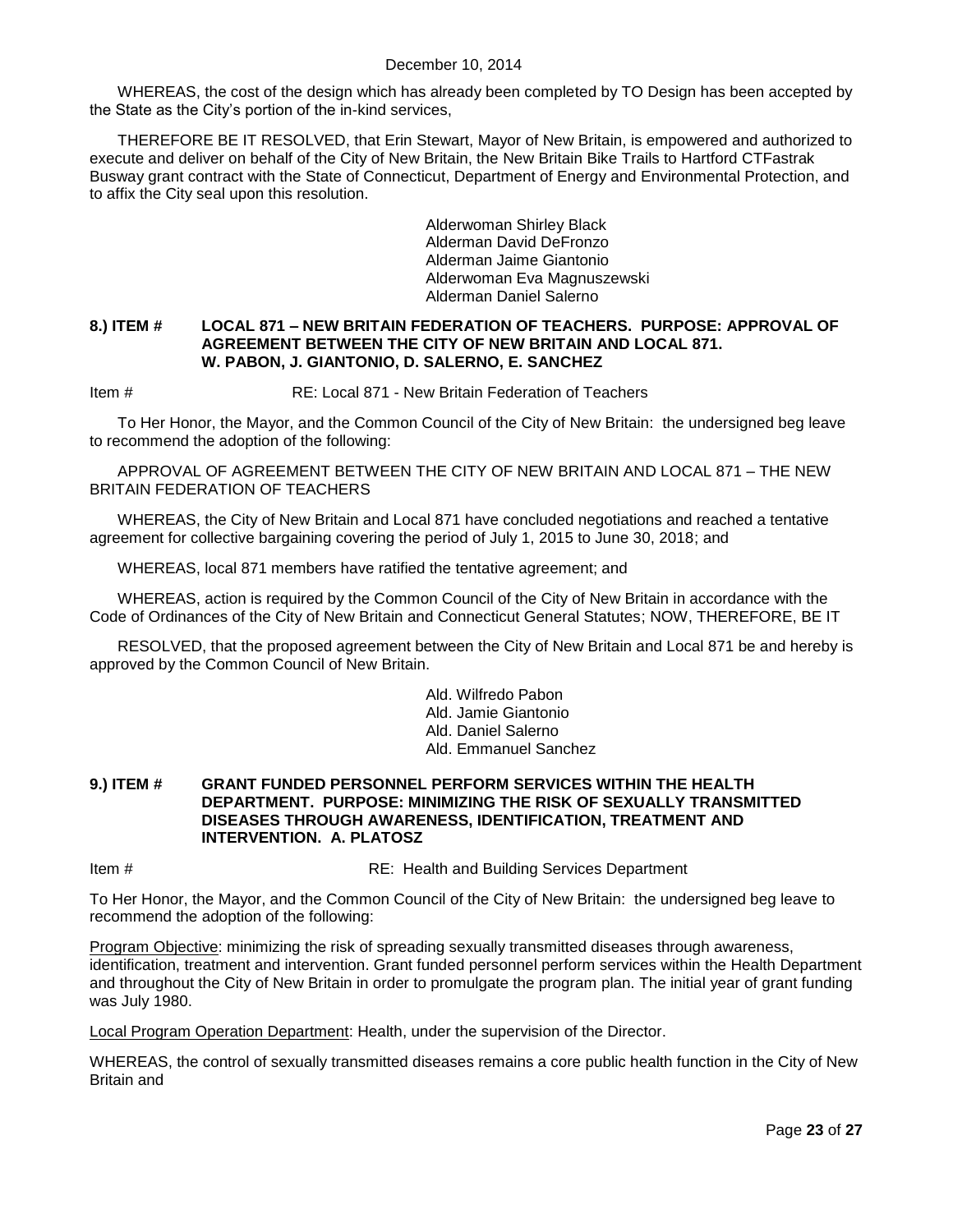WHEREAS, the cost of the design which has already been completed by TO Design has been accepted by the State as the City's portion of the in-kind services,

THEREFORE BE IT RESOLVED, that Erin Stewart, Mayor of New Britain, is empowered and authorized to execute and deliver on behalf of the City of New Britain, the New Britain Bike Trails to Hartford CTFastrak Busway grant contract with the State of Connecticut, Department of Energy and Environmental Protection, and to affix the City seal upon this resolution.

Alderwoman Shirley Black
Alderman David DeFronzo
Alderman Jaime Giantonio
Alderwoman Eva Magnuszewski
Alderman Daniel Salerno

**8.) ITEM # LOCAL 871 – NEW BRITAIN FEDERATION OF TEACHERS. PURPOSE: APPROVAL OF AGREEMENT BETWEEN THE CITY OF NEW BRITAIN AND LOCAL 871. W. PABON, J. GIANTONIO, D. SALERNO, E. SANCHEZ**

Item # RE: Local 871 - New Britain Federation of Teachers

To Her Honor, the Mayor, and the Common Council of the City of New Britain: the undersigned beg leave to recommend the adoption of the following:

APPROVAL OF AGREEMENT BETWEEN THE CITY OF NEW BRITAIN AND LOCAL 871 – THE NEW BRITAIN FEDERATION OF TEACHERS

WHEREAS, the City of New Britain and Local 871 have concluded negotiations and reached a tentative agreement for collective bargaining covering the period of July 1, 2015 to June 30, 2018; and

WHEREAS, local 871 members have ratified the tentative agreement; and

WHEREAS, action is required by the Common Council of the City of New Britain in accordance with the Code of Ordinances of the City of New Britain and Connecticut General Statutes; NOW, THEREFORE, BE IT

RESOLVED, that the proposed agreement between the City of New Britain and Local 871 be and hereby is approved by the Common Council of New Britain.

Ald. Wilfredo Pabon
Ald. Jamie Giantonio
Ald. Daniel Salerno
Ald. Emmanuel Sanchez

**9.) ITEM # GRANT FUNDED PERSONNEL PERFORM SERVICES WITHIN THE HEALTH DEPARTMENT. PURPOSE: MINIMIZING THE RISK OF SEXUALLY TRANSMITTED DISEASES THROUGH AWARENESS, IDENTIFICATION, TREATMENT AND INTERVENTION. A. PLATOSZ**

Item # RE: Health and Building Services Department

To Her Honor, the Mayor, and the Common Council of the City of New Britain: the undersigned beg leave to recommend the adoption of the following:

Program Objective: minimizing the risk of spreading sexually transmitted diseases through awareness, identification, treatment and intervention. Grant funded personnel perform services within the Health Department and throughout the City of New Britain in order to promulgate the program plan. The initial year of grant funding was July 1980.

Local Program Operation Department: Health, under the supervision of the Director.

WHEREAS, the control of sexually transmitted diseases remains a core public health function in the City of New Britain and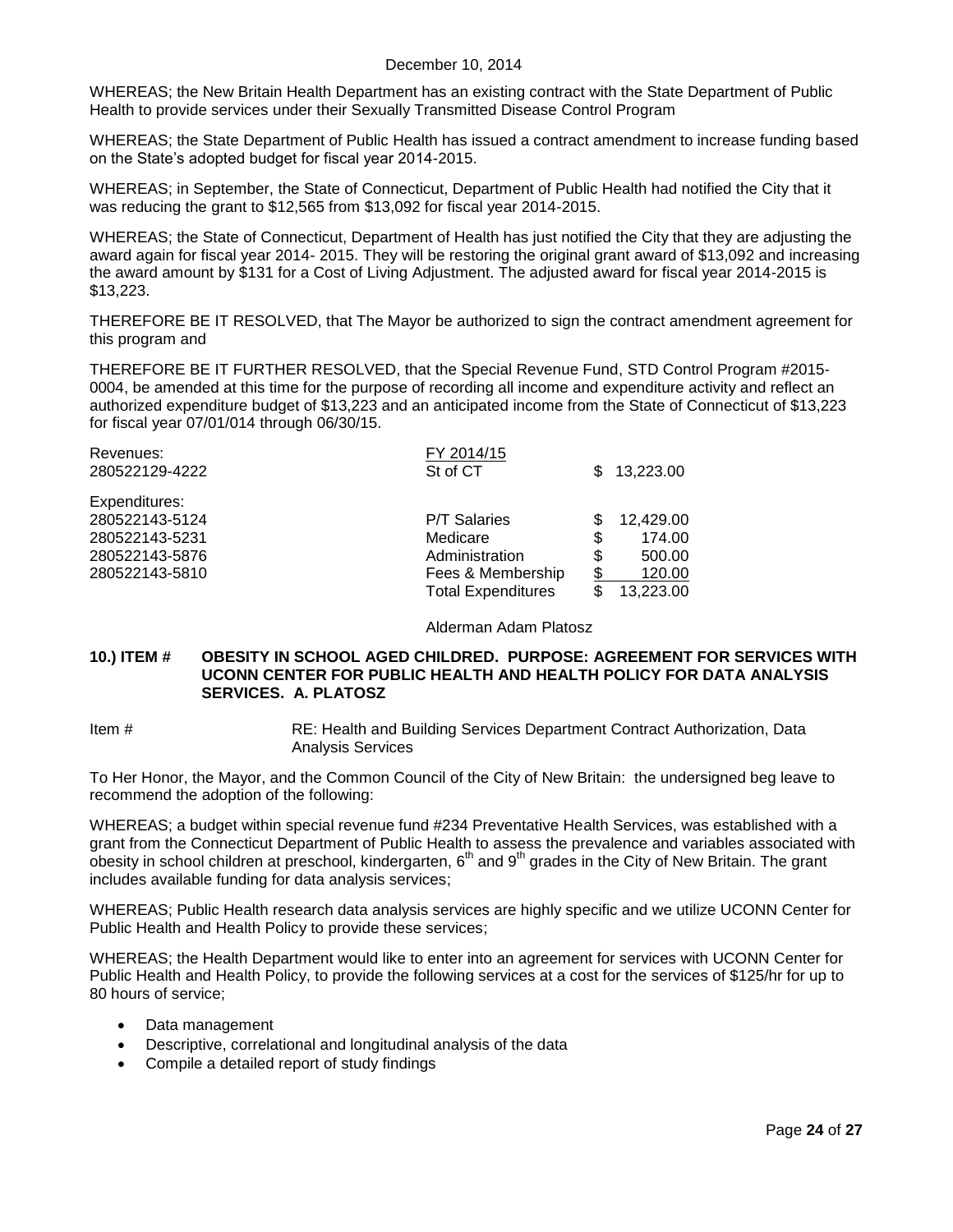December 10, 2014

WHEREAS; the New Britain Health Department has an existing contract with the State Department of Public Health to provide services under their Sexually Transmitted Disease Control Program

WHEREAS; the State Department of Public Health has issued a contract amendment to increase funding based on the State's adopted budget for fiscal year 2014-2015.

WHEREAS; in September, the State of Connecticut, Department of Public Health had notified the City that it was reducing the grant to $12,565 from $13,092 for fiscal year 2014-2015.

WHEREAS; the State of Connecticut, Department of Health has just notified the City that they are adjusting the award again for fiscal year 2014- 2015. They will be restoring the original grant award of $13,092 and increasing the award amount by $131 for a Cost of Living Adjustment. The adjusted award for fiscal year 2014-2015 is $13,223.

THEREFORE BE IT RESOLVED, that The Mayor be authorized to sign the contract amendment agreement for this program and

THEREFORE BE IT FURTHER RESOLVED, that the Special Revenue Fund, STD Control Program #2015-0004, be amended at this time for the purpose of recording all income and expenditure activity and reflect an authorized expenditure budget of $13,223 and an anticipated income from the State of Connecticut of $13,223 for fiscal year 07/01/014 through 06/30/15.

| Revenues: | FY 2014/15 | |
|---|---|---|
| 280522129-4222 | St of CT | $ 13,223.00 |
| Expenditures: | | |
| 280522143-5124 | P/T Salaries | $ 12,429.00 |
| 280522143-5231 | Medicare | $ 174.00 |
| 280522143-5876 | Administration | $ 500.00 |
| 280522143-5810 | Fees & Membership | $ 120.00 |
| | Total Expenditures | $ 13,223.00 |

Alderman Adam Platosz

**10.) ITEM # OBESITY IN SCHOOL AGED CHILDRED. PURPOSE: AGREEMENT FOR SERVICES WITH UCONN CENTER FOR PUBLIC HEALTH AND HEALTH POLICY FOR DATA ANALYSIS SERVICES. A. PLATOSZ**

Item # RE: Health and Building Services Department Contract Authorization, Data Analysis Services

To Her Honor, the Mayor, and the Common Council of the City of New Britain: the undersigned beg leave to recommend the adoption of the following:

WHEREAS; a budget within special revenue fund #234 Preventative Health Services, was established with a grant from the Connecticut Department of Public Health to assess the prevalence and variables associated with obesity in school children at preschool, kindergarten, 6th and 9th grades in the City of New Britain. The grant includes available funding for data analysis services;

WHEREAS; Public Health research data analysis services are highly specific and we utilize UCONN Center for Public Health and Health Policy to provide these services;

WHEREAS; the Health Department would like to enter into an agreement for services with UCONN Center for Public Health and Health Policy, to provide the following services at a cost for the services of $125/hr for up to 80 hours of service;

- Data management
- Descriptive, correlational and longitudinal analysis of the data
- Compile a detailed report of study findings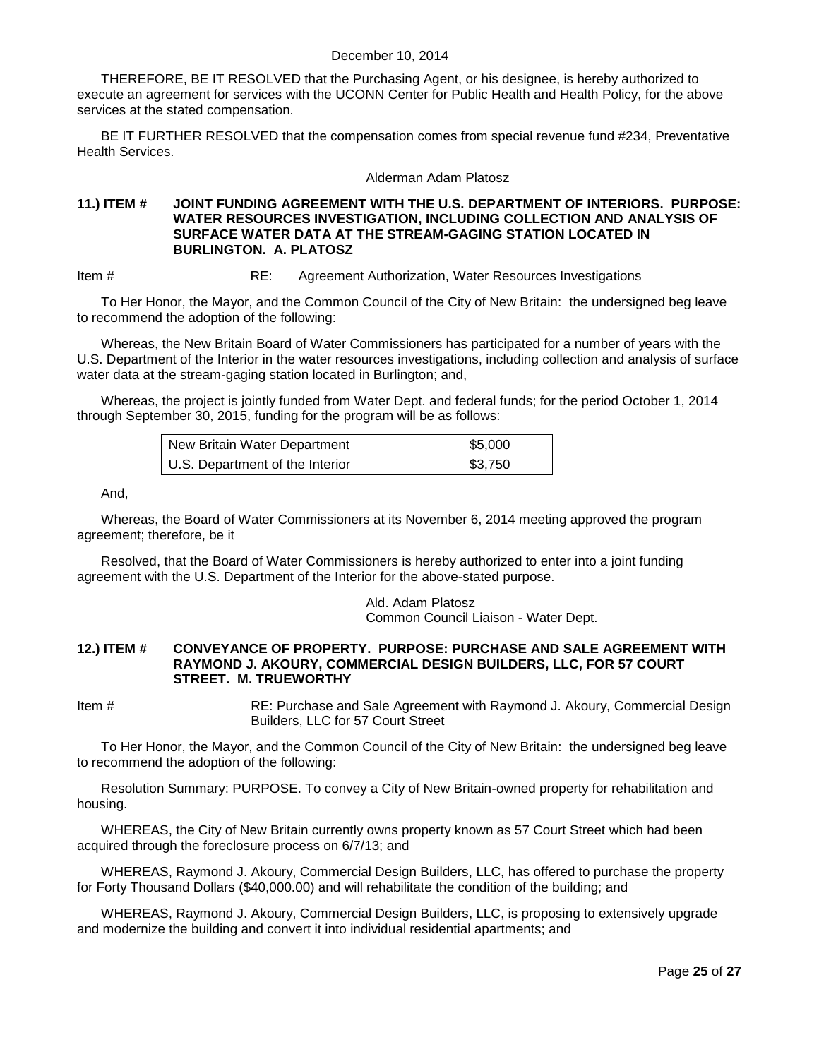THEREFORE, BE IT RESOLVED that the Purchasing Agent, or his designee, is hereby authorized to execute an agreement for services with the UCONN Center for Public Health and Health Policy, for the above services at the stated compensation.

BE IT FURTHER RESOLVED that the compensation comes from special revenue fund #234, Preventative Health Services.

Alderman Adam Platosz

**11.) ITEM # JOINT FUNDING AGREEMENT WITH THE U.S. DEPARTMENT OF INTERIORS. PURPOSE: WATER RESOURCES INVESTIGATION, INCLUDING COLLECTION AND ANALYSIS OF SURFACE WATER DATA AT THE STREAM-GAGING STATION LOCATED IN BURLINGTON. A. PLATOSZ**

Item # RE: Agreement Authorization, Water Resources Investigations

To Her Honor, the Mayor, and the Common Council of the City of New Britain: the undersigned beg leave to recommend the adoption of the following:

Whereas, the New Britain Board of Water Commissioners has participated for a number of years with the U.S. Department of the Interior in the water resources investigations, including collection and analysis of surface water data at the stream-gaging station located in Burlington; and,

Whereas, the project is jointly funded from Water Dept. and federal funds; for the period October 1, 2014 through September 30, 2015, funding for the program will be as follows:

| | |
|---|---|
| New Britain Water Department | $5,000 |
| U.S. Department of the Interior | $3,750 |

And,

Whereas, the Board of Water Commissioners at its November 6, 2014 meeting approved the program agreement; therefore, be it

Resolved, that the Board of Water Commissioners is hereby authorized to enter into a joint funding agreement with the U.S. Department of the Interior for the above-stated purpose.

Ald. Adam Platosz
Common Council Liaison - Water Dept.

**12.) ITEM # CONVEYANCE OF PROPERTY. PURPOSE: PURCHASE AND SALE AGREEMENT WITH RAYMOND J. AKOURY, COMMERCIAL DESIGN BUILDERS, LLC, FOR 57 COURT STREET. M. TRUEWORTHY**

Item # RE: Purchase and Sale Agreement with Raymond J. Akoury, Commercial Design Builders, LLC for 57 Court Street

To Her Honor, the Mayor, and the Common Council of the City of New Britain: the undersigned beg leave to recommend the adoption of the following:

Resolution Summary: PURPOSE. To convey a City of New Britain-owned property for rehabilitation and housing.

WHEREAS, the City of New Britain currently owns property known as 57 Court Street which had been acquired through the foreclosure process on 6/7/13; and

WHEREAS, Raymond J. Akoury, Commercial Design Builders, LLC, has offered to purchase the property for Forty Thousand Dollars ($40,000.00) and will rehabilitate the condition of the building; and

WHEREAS, Raymond J. Akoury, Commercial Design Builders, LLC, is proposing to extensively upgrade and modernize the building and convert it into individual residential apartments; and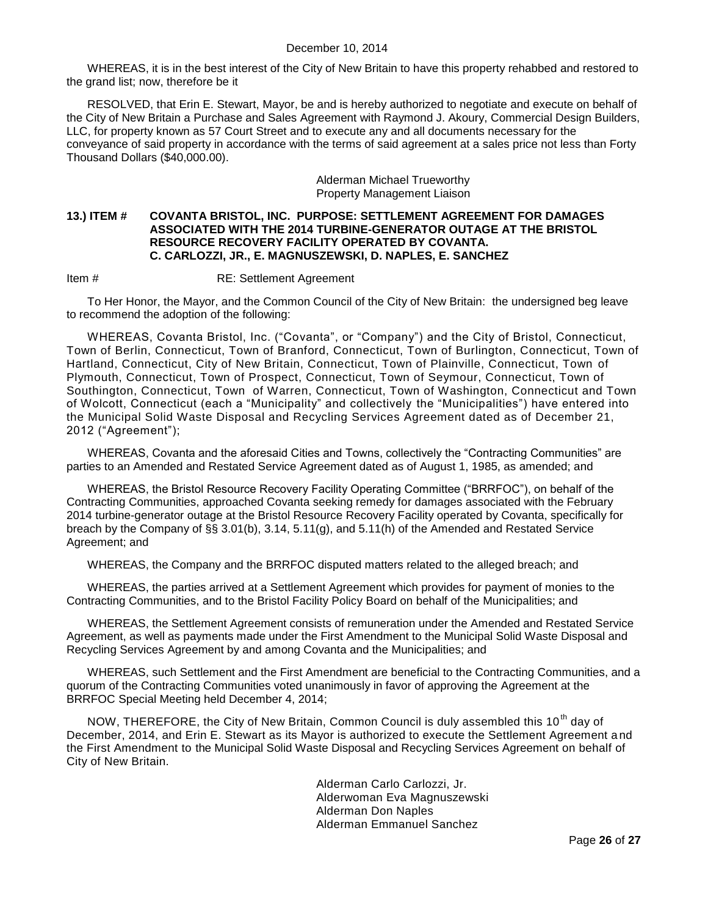WHEREAS, it is in the best interest of the City of New Britain to have this property rehabbed and restored to the grand list; now, therefore be it

RESOLVED, that Erin E. Stewart, Mayor, be and is hereby authorized to negotiate and execute on behalf of the City of New Britain a Purchase and Sales Agreement with Raymond J. Akoury, Commercial Design Builders, LLC, for property known as 57 Court Street and to execute any and all documents necessary for the conveyance of said property in accordance with the terms of said agreement at a sales price not less than Forty Thousand Dollars ($40,000.00).

Alderman Michael Trueworthy
Property Management Liaison

**13.) ITEM # COVANTA BRISTOL, INC. PURPOSE: SETTLEMENT AGREEMENT FOR DAMAGES ASSOCIATED WITH THE 2014 TURBINE-GENERATOR OUTAGE AT THE BRISTOL RESOURCE RECOVERY FACILITY OPERATED BY COVANTA. C. CARLOZZI, JR., E. MAGNUSZEWSKI, D. NAPLES, E. SANCHEZ**

Item # RE: Settlement Agreement

To Her Honor, the Mayor, and the Common Council of the City of New Britain: the undersigned beg leave to recommend the adoption of the following:

WHEREAS, Covanta Bristol, Inc. ("Covanta", or "Company") and the City of Bristol, Connecticut, Town of Berlin, Connecticut, Town of Branford, Connecticut, Town of Burlington, Connecticut, Town of Hartland, Connecticut, City of New Britain, Connecticut, Town of Plainville, Connecticut, Town of Plymouth, Connecticut, Town of Prospect, Connecticut, Town of Seymour, Connecticut, Town of Southington, Connecticut, Town of Warren, Connecticut, Town of Washington, Connecticut and Town of Wolcott, Connecticut (each a "Municipality" and collectively the "Municipalities") have entered into the Municipal Solid Waste Disposal and Recycling Services Agreement dated as of December 21, 2012 ("Agreement");

WHEREAS, Covanta and the aforesaid Cities and Towns, collectively the "Contracting Communities" are parties to an Amended and Restated Service Agreement dated as of August 1, 1985, as amended; and

WHEREAS, the Bristol Resource Recovery Facility Operating Committee ("BRRFOC"), on behalf of the Contracting Communities, approached Covanta seeking remedy for damages associated with the February 2014 turbine-generator outage at the Bristol Resource Recovery Facility operated by Covanta, specifically for breach by the Company of §§ 3.01(b), 3.14, 5.11(g), and 5.11(h) of the Amended and Restated Service Agreement; and

WHEREAS, the Company and the BRRFOC disputed matters related to the alleged breach; and

WHEREAS, the parties arrived at a Settlement Agreement which provides for payment of monies to the Contracting Communities, and to the Bristol Facility Policy Board on behalf of the Municipalities; and

WHEREAS, the Settlement Agreement consists of remuneration under the Amended and Restated Service Agreement, as well as payments made under the First Amendment to the Municipal Solid Waste Disposal and Recycling Services Agreement by and among Covanta and the Municipalities; and

WHEREAS, such Settlement and the First Amendment are beneficial to the Contracting Communities, and a quorum of the Contracting Communities voted unanimously in favor of approving the Agreement at the BRRFOC Special Meeting held December 4, 2014;

NOW, THEREFORE, the City of New Britain, Common Council is duly assembled this 10th day of December, 2014, and Erin E. Stewart as its Mayor is authorized to execute the Settlement Agreement and the First Amendment to the Municipal Solid Waste Disposal and Recycling Services Agreement on behalf of City of New Britain.

Alderman Carlo Carlozzi, Jr.
Alderwoman Eva Magnuszewski
Alderman Don Naples
Alderman Emmanuel Sanchez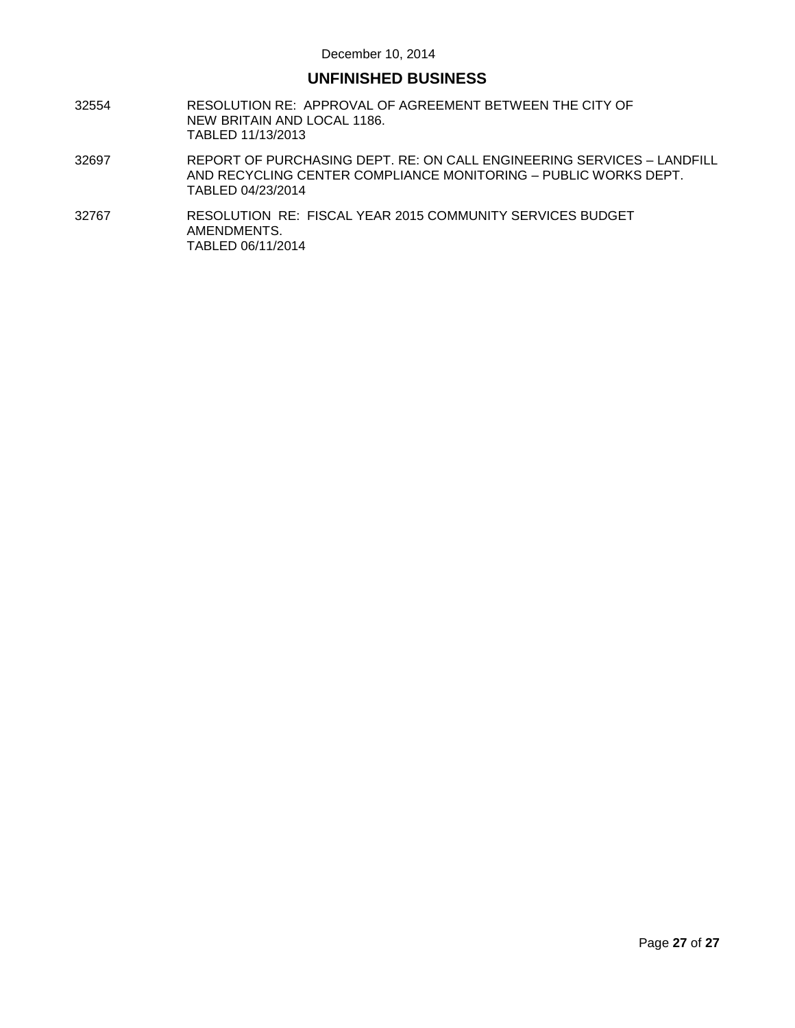December 10, 2014

## UNFINISHED BUSINESS

32554 RESOLUTION RE: APPROVAL OF AGREEMENT BETWEEN THE CITY OF NEW BRITAIN AND LOCAL 1186.
TABLED 11/13/2013

32697 REPORT OF PURCHASING DEPT. RE: ON CALL ENGINEERING SERVICES – LANDFILL AND RECYCLING CENTER COMPLIANCE MONITORING – PUBLIC WORKS DEPT.
TABLED 04/23/2014

32767 RESOLUTION RE: FISCAL YEAR 2015 COMMUNITY SERVICES BUDGET AMENDMENTS.
TABLED 06/11/2014